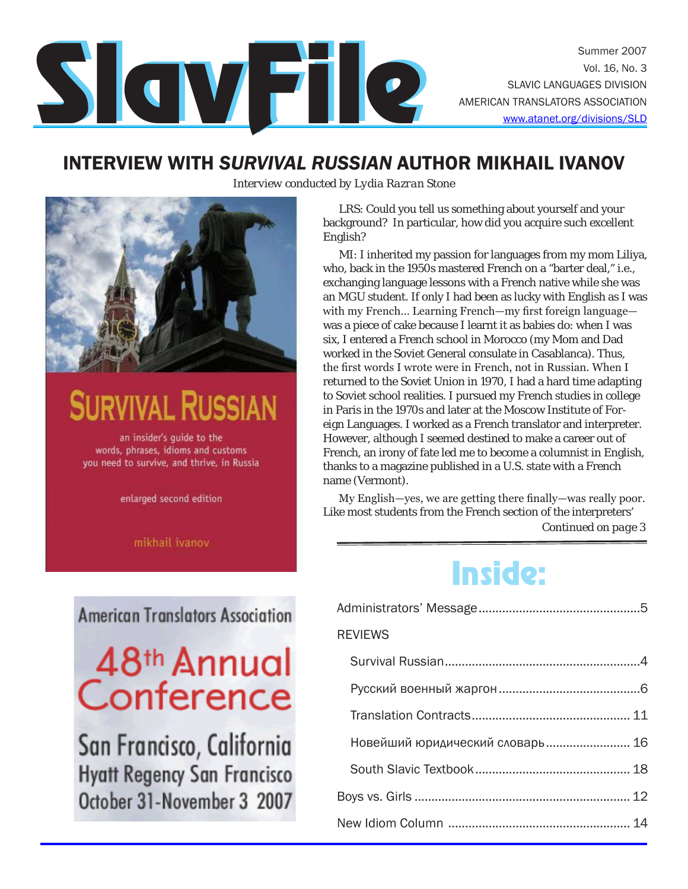# SlavFile

Summer 2007
Vol. 16, No. 3
SLAVIC LANGUAGES DIVISION
AMERICAN TRANSLATORS ASSOCIATION
www.atanet.org/divisions/SLD

## INTERVIEW WITH *SURVIVAL RUSSIAN* AUTHOR MIKHAIL IVANOV

*Interview conducted by Lydia Razran Stone*

SURVIVAL RUSSIAN

an insider's guide to the words, phrases, idioms and customs you need to survive, and thrive, in Russia

enlarged second edition

mikhail ivanov

LRS: Could you tell us something about yourself and your background? In particular, how did you acquire such excellent English?

MI: I inherited my passion for languages from my mom Liliya, who, back in the 1950s mastered French on a "barter deal," i.e., exchanging language lessons with a French native while she was an MGU student. If only I had been as lucky with English as I was with my French... Learning French—my first foreign language—was a piece of cake because I learnt it as babies do: when I was six, I entered a French school in Morocco (my Mom and Dad worked in the Soviet General consulate in Casablanca). Thus, the first words I wrote were in French, not in Russian. When I returned to the Soviet Union in 1970, I had a hard time adapting to Soviet school realities. I pursued my French studies in college in Paris in the 1970s and later at the Moscow Institute of Foreign Languages. I worked as a French translator and interpreter. However, although I seemed destined to make a career out of French, an irony of fate led me to become a columnist in English, thanks to a magazine published in a U.S. state with a French name (Vermont).

My English—yes, we are getting there finally—was really poor. Like most students from the French section of the interpreters'

Continued on page 3

American Translators Association

48th Annual Conference

San Francisco, California
Hyatt Regency San Francisco
October 31-November 3 2007

## Inside:

Administrators' Message....5

REVIEWS

- Survival Russian....4
- Русский военный жаргон....6
- Translation Contracts....11
- Новейший юридический словарь....16
- South Slavic Textbook....18

Boys vs. Girls....12

New Idiom Column....14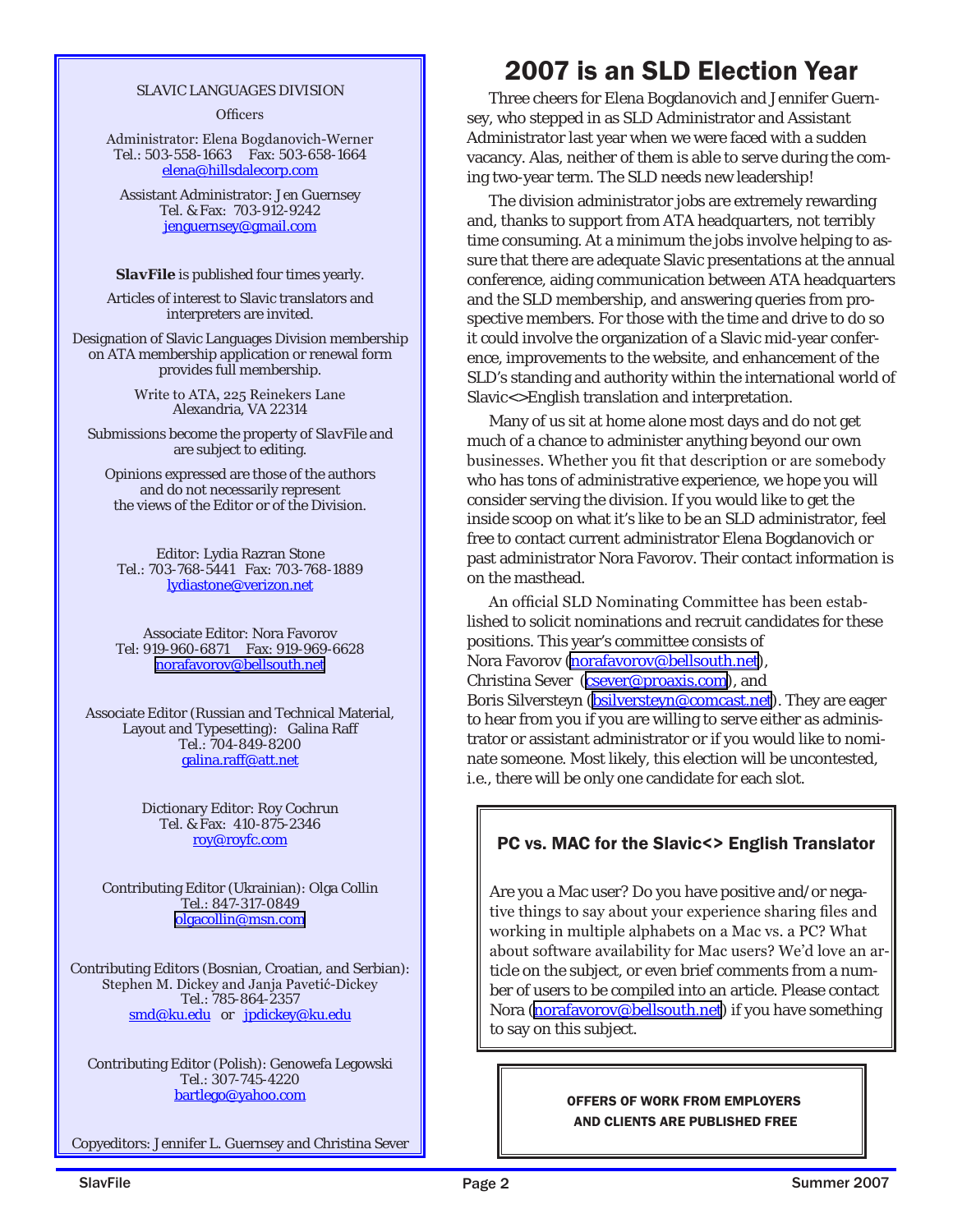SLAVIC LANGUAGES DIVISION

Officers

Administrator: Elena Bogdanovich-Werner
Tel.: 503-558-1663 Fax: 503-658-1664
elena@hillsdalecorp.com

Assistant Administrator: Jen Guernsey
Tel. & Fax: 703-912-9242
jenguernsey@gmail.com

**SlavFile** is published four times yearly.

Articles of interest to Slavic translators and interpreters are invited.

Designation of Slavic Languages Division membership on ATA membership application or renewal form provides full membership.

Write to ATA, 225 Reinekers Lane
Alexandria, VA 22314

Submissions become the property of SlavFile and are subject to editing.

Opinions expressed are those of the authors and do not necessarily represent the views of the Editor or of the Division.

Editor: Lydia Razran Stone
Tel.: 703-768-5441 Fax: 703-768-1889
lydiastone@verizon.net

Associate Editor: Nora Favorov
Tel: 919-960-6871 Fax: 919-969-6628
norafavorov@bellsouth.net

Associate Editor (Russian and Technical Material, Layout and Typesetting): Galina Raff
Tel.: 704-849-8200
galina.raff@att.net

Dictionary Editor: Roy Cochrun
Tel. & Fax: 410-875-2346
roy@royfc.com

Contributing Editor (Ukrainian): Olga Collin
Tel.: 847-317-0849
olgacollin@msn.com

Contributing Editors (Bosnian, Croatian, and Serbian):
Stephen M. Dickey and Janja Pavetić-Dickey
Tel.: 785-864-2357
smd@ku.edu or jpdickey@ku.edu

Contributing Editor (Polish): Genowefa Legowski
Tel.: 307-745-4220
bartlego@yahoo.com

Copyeditors: Jennifer L. Guernsey and Christina Sever

# 2007 is an SLD Election Year

Three cheers for Elena Bogdanovich and Jennifer Guernsey, who stepped in as SLD Administrator and Assistant Administrator last year when we were faced with a sudden vacancy. Alas, neither of them is able to serve during the coming two-year term. The SLD needs new leadership!

The division administrator jobs are extremely rewarding and, thanks to support from ATA headquarters, not terribly time consuming. At a minimum the jobs involve helping to assure that there are adequate Slavic presentations at the annual conference, aiding communication between ATA headquarters and the SLD membership, and answering queries from prospective members. For those with the time and drive to do so it could involve the organization of a Slavic mid-year conference, improvements to the website, and enhancement of the SLD's standing and authority within the international world of Slavic<>English translation and interpretation.

Many of us sit at home alone most days and do not get much of a chance to administer anything beyond our own businesses. Whether you fit that description or are somebody who has tons of administrative experience, we hope you will consider serving the division. If you would like to get the inside scoop on what it's like to be an SLD administrator, feel free to contact current administrator Elena Bogdanovich or past administrator Nora Favorov. Their contact information is on the masthead.

An official SLD Nominating Committee has been established to solicit nominations and recruit candidates for these positions. This year's committee consists of
Nora Favorov (norafavorov@bellsouth.net),
Christina Sever (csever@proaxis.com), and
Boris Silversteyn (bsilversteyn@comcast.net). They are eager to hear from you if you are willing to serve either as administrator or assistant administrator or if you would like to nominate someone. Most likely, this election will be uncontested, i.e., there will be only one candidate for each slot.

### PC vs. MAC for the Slavic<> English Translator

Are you a Mac user? Do you have positive and/or negative things to say about your experience sharing files and working in multiple alphabets on a Mac vs. a PC? What about software availability for Mac users? We'd love an article on the subject, or even brief comments from a number of users to be compiled into an article. Please contact Nora (norafavorov@bellsouth.net) if you have something to say on this subject.

**OFFERS OF WORK FROM EMPLOYERS AND CLIENTS ARE PUBLISHED FREE**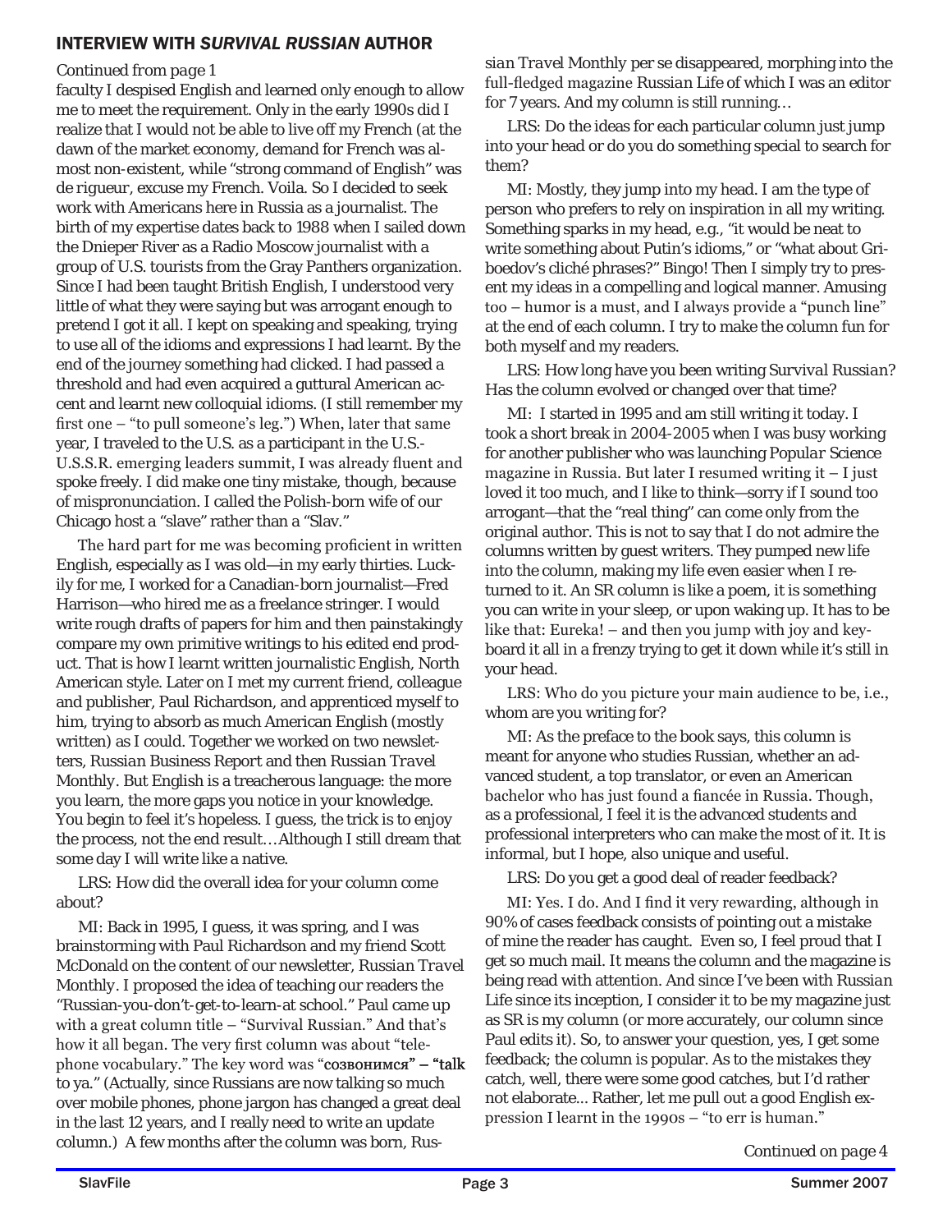## INTERVIEW WITH *SURVIVAL RUSSIAN* AUTHOR

*Continued from page 1*

faculty I despised English and learned only enough to allow me to meet the requirement. Only in the early 1990s did I realize that I would not be able to live off my French (at the dawn of the market economy, demand for French was almost non-existent, while "strong command of English" was de rigueur, excuse my French. Voila. So I decided to seek work with Americans here in Russia as a journalist. The birth of my expertise dates back to 1988 when I sailed down the Dnieper River as a Radio Moscow journalist with a group of U.S. tourists from the Gray Panthers organization. Since I had been taught British English, I understood very little of what they were saying but was arrogant enough to pretend I got it all. I kept on speaking and speaking, trying to use all of the idioms and expressions I had learnt. By the end of the journey something had clicked. I had passed a threshold and had even acquired a guttural American accent and learnt new colloquial idioms. (I still remember my first one – "to pull someone's leg.") When, later that same year, I traveled to the U.S. as a participant in the U.S.-U.S.S.R. emerging leaders summit, I was already fluent and spoke freely. I did make one tiny mistake, though, because of mispronunciation. I called the Polish-born wife of our Chicago host a "slave" rather than a "Slav."

The hard part for me was becoming proficient in written English, especially as I was old—in my early thirties. Luckily for me, I worked for a Canadian-born journalist—Fred Harrison—who hired me as a freelance stringer. I would write rough drafts of papers for him and then painstakingly compare my own primitive writings to his edited end product. That is how I learnt written journalistic English, North American style. Later on I met my current friend, colleague and publisher, Paul Richardson, and apprenticed myself to him, trying to absorb as much American English (mostly written) as I could. Together we worked on two newsletters, *Russian Business Report* and then *Russian Travel Monthly*. But English is a treacherous language: the more you learn, the more gaps you notice in your knowledge. You begin to feel it's hopeless. I guess, the trick is to enjoy the process, not the end result…Although I still dream that some day I will write like a native.

LRS: How did the overall idea for your column come about?

MI: Back in 1995, I guess, it was spring, and I was brainstorming with Paul Richardson and my friend Scott McDonald on the content of our newsletter, *Russian Travel Monthly*. I proposed the idea of teaching our readers the "Russian-you-don't-get-to-learn-at school." Paul came up with a great column title – "Survival Russian." And that's how it all began. The very first column was about "telephone vocabulary." The key word was "**созвонимся" – "talk** to ya." (Actually, since Russians are now talking so much over mobile phones, phone jargon has changed a great deal in the last 12 years, and I really need to write an update column.) A few months after the column was born, *Russian Travel Monthly per se* disappeared, morphing into the full-fledged magazine *Russian Life* of which I was an editor for 7 years. And my column is still running…

LRS: Do the ideas for each particular column just jump into your head or do you do something special to search for them?

MI: Mostly, they jump into my head. I am the type of person who prefers to rely on inspiration in all my writing. Something sparks in my head, e.g., "it would be neat to write something about Putin's idioms," or "what about Griboedov's cliché phrases?" Bingo! Then I simply try to present my ideas in a compelling and logical manner. Amusing too – humor is a must, and I always provide a "punch line" at the end of each column. I try to make the column fun for both myself and my readers.

LRS: How long have you been writing *Survival Russian*? Has the column evolved or changed over that time?

MI: I started in 1995 and am still writing it today. I took a short break in 2004-2005 when I was busy working for another publisher who was launching *Popular Science* magazine in Russia. But later I resumed writing it – I just loved it too much, and I like to think—sorry if I sound too arrogant—that the "real thing" can come only from the original author. This is not to say that I do not admire the columns written by guest writers. They pumped new life into the column, making my life even easier when I returned to it. An SR column is like a poem, it is something you can write in your sleep, or upon waking up. It has to be like that: Eureka! – and then you jump with joy and keyboard it all in a frenzy trying to get it down while it's still in your head.

LRS: Who do you picture your main audience to be, i.e., whom are you writing for?

MI: As the preface to the book says, this column is meant for anyone who studies Russian, whether an advanced student, a top translator, or even an American bachelor who has just found a fiancée in Russia. Though, as a professional, I feel it is the advanced students and professional interpreters who can make the most of it. It is informal, but I hope, also unique and useful.

LRS: Do you get a good deal of reader feedback?

MI: Yes. I do. And I find it very rewarding, although in 90% of cases feedback consists of pointing out a mistake of mine the reader has caught. Even so, I feel proud that I get so much mail. It means the column and the magazine is being read with attention. And since I've been with *Russian Life* since its inception, I consider it to be my magazine just as SR is my column (or more accurately, our column since Paul edits it). So, to answer your question, yes, I get some feedback; the column is popular. As to the mistakes they catch, well, there were some good catches, but I'd rather not elaborate... Rather, let me pull out a good English expression I learnt in the 1990s – "to err is human."

*Continued on page 4*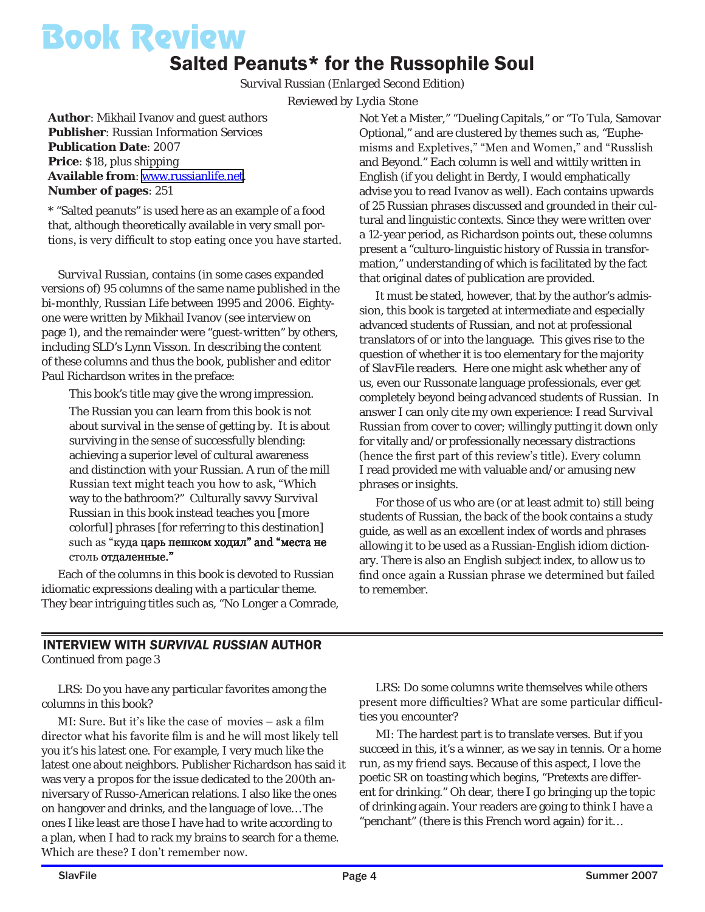# Book Review

## Salted Peanuts* for the Russophile Soul

*Survival Russian (Enlarged Second Edition)*

*Reviewed by Lydia Stone*

**Author**: Mikhail Ivanov and guest authors
**Publisher**: Russian Information Services
**Publication Date**: 2007
**Price**: $18, plus shipping
**Available from**: www.russianlife.net.
**Number of pages**: 251

* "Salted peanuts" is used here as an example of a food that, although theoretically available in very small portions, is very difficult to stop eating once you have started.

*Survival Russian*, contains (in some cases expanded versions of) 95 columns of the same name published in the bi-monthly, Russian Life between 1995 and 2006. Eighty-one were written by Mikhail Ivanov (see interview on page 1), and the remainder were "guest-written" by others, including SLD's Lynn Visson. In describing the content of these columns and thus the book, publisher and editor Paul Richardson writes in the preface:

> This book's title may give the wrong impression.
>
> The Russian you can learn from this book is not about survival in the sense of getting by. It is about surviving in the sense of successfully blending: achieving a superior level of cultural awareness and distinction with your Russian. A run of the mill Russian text might teach you how to ask, "Which way to the bathroom?" Culturally savvy *Survival Russian* in this book instead teaches you [more colorful] phrases [for referring to this destination] such as "куда царь пешком ходил" and "места не столь отдаленные."

Each of the columns in this book is devoted to Russian idiomatic expressions dealing with a particular theme. They bear intriguing titles such as, "No Longer a Comrade, Not Yet a Mister," "Dueling Capitals," or "To Tula, Samovar Optional," and are clustered by themes such as, "Euphemisms and Expletives," "Men and Women," and "Russlish and Beyond." Each column is well and wittily written in English (if you delight in Berdy, I would emphatically advise you to read Ivanov as well). Each contains upwards of 25 Russian phrases discussed and grounded in their cultural and linguistic contexts. Since they were written over a 12-year period, as Richardson points out, these columns present a "culturo-linguistic history of Russia in transformation," understanding of which is facilitated by the fact that original dates of publication are provided.

It must be stated, however, that by the author's admission, this book is targeted at intermediate and especially advanced students of Russian, and not at professional translators of or into the language. This gives rise to the question of whether it is too elementary for the majority of SlavFile readers. Here one might ask whether any of us, even our Russonate language professionals, ever get completely beyond being advanced students of Russian. In answer I can only cite my own experience: I read *Survival Russian* from cover to cover; willingly putting it down only for vitally and/or professionally necessary distractions (hence the first part of this review's title). Every column I read provided me with valuable and/or amusing new phrases or insights.

For those of us who are (or at least admit to) still being students of Russian, the back of the book contains a study guide, as well as an excellent index of words and phrases allowing it to be used as a Russian-English idiom dictionary. There is also an English subject index, to allow us to find once again a Russian phrase we determined but failed to remember.

---

### INTERVIEW WITH *SURVIVAL RUSSIAN* AUTHOR

*Continued from page 3*

LRS: Do you have any particular favorites among the columns in this book?

MI: Sure. But it's like the case of movies – ask a film director what his favorite film is and he will most likely tell you it's his latest one. For example, I very much like the latest one about neighbors. Publisher Richardson has said it was very a propos for the issue dedicated to the 200th anniversary of Russo-American relations. I also like the ones on hangover and drinks, and the language of love…The ones I like least are those I have had to write according to a plan, when I had to rack my brains to search for a theme. Which are these? I don't remember now.

LRS: Do some columns write themselves while others present more difficulties? What are some particular difficulties you encounter?

MI: The hardest part is to translate verses. But if you succeed in this, it's a winner, as we say in tennis. Or a home run, as my friend says. Because of this aspect, I love the poetic SR on toasting which begins, "Pretexts are different for drinking." Oh dear, there I go bringing up the topic of drinking again. Your readers are going to think I have a "penchant" (there is this French word again) for it…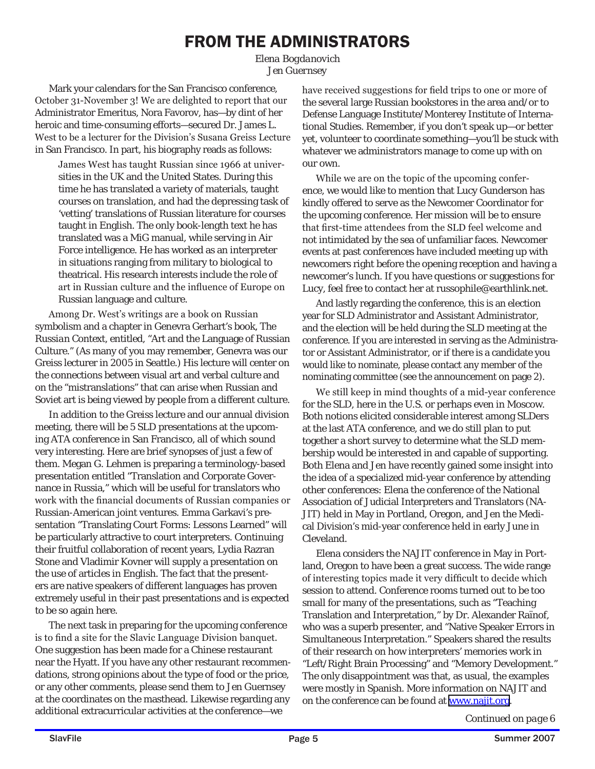# FROM THE ADMINISTRATORS

*Elena Bogdanovich*
*Jen Guernsey*

Mark your calendars for the San Francisco conference, October 31-November 3! We are delighted to report that our Administrator Emeritus, Nora Favorov, has—by dint of her heroic and time-consuming efforts—secured Dr. James L. West to be a lecturer for the Division's Susana Greiss Lecture in San Francisco. In part, his biography reads as follows:

> James West has taught Russian since 1966 at universities in the UK and the United States. During this time he has translated a variety of materials, taught courses on translation, and had the depressing task of 'vetting' translations of Russian literature for courses taught in English. The only book-length text he has translated was a MiG manual, while serving in Air Force intelligence. He has worked as an interpreter in situations ranging from military to biological to theatrical. His research interests include the role of art in Russian culture and the influence of Europe on Russian language and culture.

Among Dr. West's writings are a book on Russian symbolism and a chapter in Genevra Gerhart's book, *The Russian Context*, entitled, "Art and the Language of Russian Culture." (As many of you may remember, Genevra was our Greiss lecturer in 2005 in Seattle.) His lecture will center on the connections between visual art and verbal culture and on the "mistranslations" that can arise when Russian and Soviet art is being viewed by people from a different culture.

In addition to the Greiss lecture and our annual division meeting, there will be 5 SLD presentations at the upcoming ATA conference in San Francisco, all of which sound very interesting. Here are brief synopses of just a few of them. Megan G. Lehmen is preparing a terminology-based presentation entitled "Translation and Corporate Governance in Russia," which will be useful for translators who work with the financial documents of Russian companies or Russian-American joint ventures. Emma Garkavi's presentation "Translating Court Forms: Lessons Learned" will be particularly attractive to court interpreters. Continuing their fruitful collaboration of recent years, Lydia Razran Stone and Vladimir Kovner will supply a presentation on the use of articles in English. The fact that the presenters are native speakers of different languages has proven extremely useful in their past presentations and is expected to be so again here.

The next task in preparing for the upcoming conference is to find a site for the Slavic Language Division banquet. One suggestion has been made for a Chinese restaurant near the Hyatt. If you have any other restaurant recommendations, strong opinions about the type of food or the price, or any other comments, please send them to Jen Guernsey at the coordinates on the masthead. Likewise regarding any additional extracurricular activities at the conference—we have received suggestions for field trips to one or more of the several large Russian bookstores in the area and/or to Defense Language Institute/Monterey Institute of International Studies. Remember, if you don't speak up—or better yet, volunteer to coordinate something—you'll be stuck with whatever we administrators manage to come up with on our own.

While we are on the topic of the upcoming conference, we would like to mention that Lucy Gunderson has kindly offered to serve as the Newcomer Coordinator for the upcoming conference. Her mission will be to ensure that first-time attendees from the SLD feel welcome and not intimidated by the sea of unfamiliar faces. Newcomer events at past conferences have included meeting up with newcomers right before the opening reception and having a newcomer's lunch. If you have questions or suggestions for Lucy, feel free to contact her at russophile@earthlink.net.

And lastly regarding the conference, this is an election year for SLD Administrator and Assistant Administrator, and the election will be held during the SLD meeting at the conference. If you are interested in serving as the Administrator or Assistant Administrator, or if there is a candidate you would like to nominate, please contact any member of the nominating committee (see the announcement on page 2).

We still keep in mind thoughts of a mid-year conference for the SLD, here in the U.S. or perhaps even in Moscow. Both notions elicited considerable interest among SLDers at the last ATA conference, and we do still plan to put together a short survey to determine what the SLD membership would be interested in and capable of supporting. Both Elena and Jen have recently gained some insight into the idea of a specialized mid-year conference by attending other conferences: Elena the conference of the National Association of Judicial Interpreters and Translators (NAJIT) held in May in Portland, Oregon, and Jen the Medical Division's mid-year conference held in early June in Cleveland.

Elena considers the NAJIT conference in May in Portland, Oregon to have been a great success. The wide range of interesting topics made it very difficult to decide which session to attend. Conference rooms turned out to be too small for many of the presentations, such as "Teaching Translation and Interpretation," by Dr. Alexander Raïnof, who was a superb presenter, and "Native Speaker Errors in Simultaneous Interpretation." Speakers shared the results of their research on how interpreters' memories work in "Left/Right Brain Processing" and "Memory Development." The only disappointment was that, as usual, the examples were mostly in Spanish. More information on NAJIT and on the conference can be found at www.najit.org.

*Continued on page 6*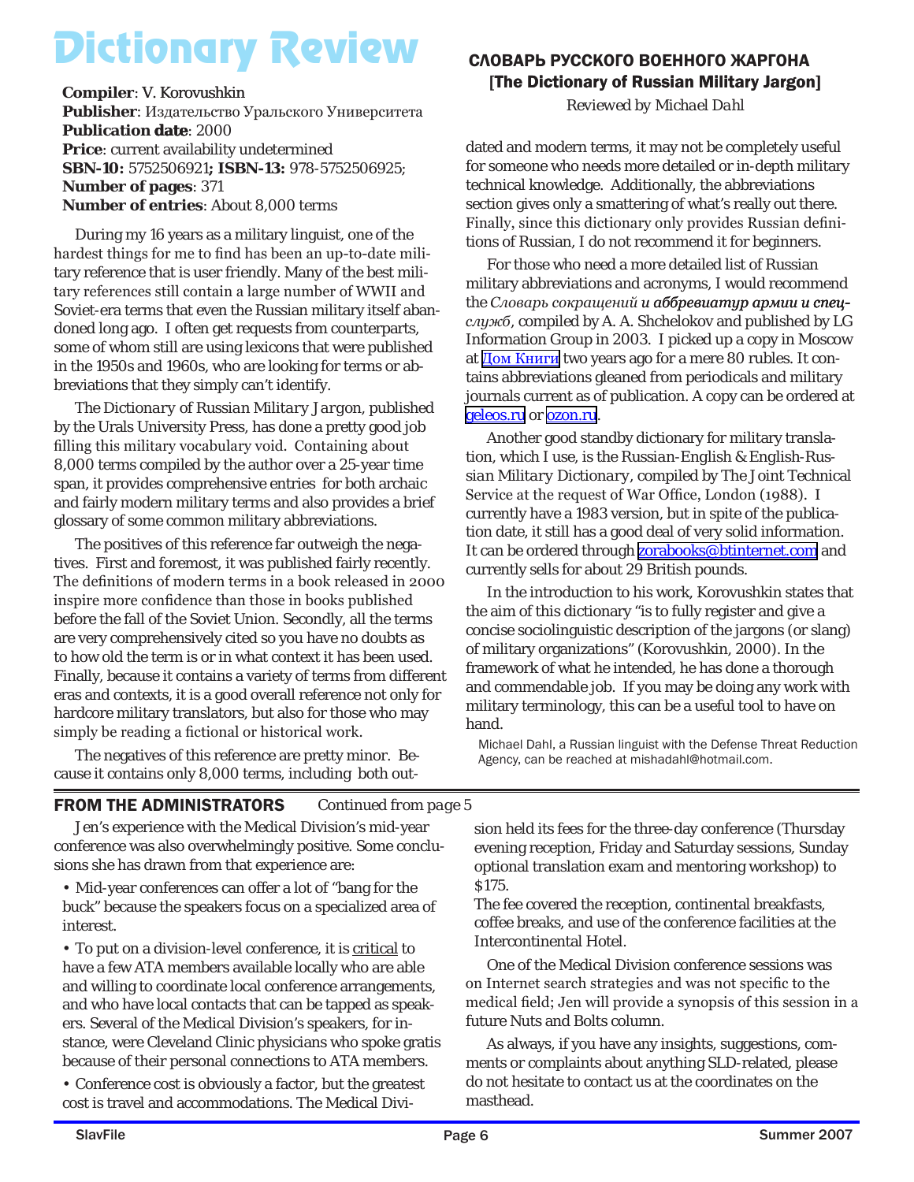# Dictionary Review

## СЛОВАРЬ РУССКОГО ВОЕННОГО ЖАРГОНА [The Dictionary of Russian Military Jargon]

*Reviewed by Michael Dahl*

**Compiler**: V. Korovushkin
**Publisher**: Издательство Уральского Университета
**Publication date**: 2000
**Price**: current availability undetermined
**SBN-10:** 5752506921**; ISBN-13:** 978-5752506925;
**Number of pages**: 371
**Number of entries**: About 8,000 terms

During my 16 years as a military linguist, one of the hardest things for me to find has been an up-to-date military reference that is user friendly. Many of the best military references still contain a large number of WWII and Soviet-era terms that even the Russian military itself abandoned long ago. I often get requests from counterparts, some of whom still are using lexicons that were published in the 1950s and 1960s, who are looking for terms or abbreviations that they simply can't identify.

The *Dictionary of Russian Military Jargon*, published by the Urals University Press, has done a pretty good job filling this military vocabulary void. Containing about 8,000 terms compiled by the author over a 25-year time span, it provides comprehensive entries for both archaic and fairly modern military terms and also provides a brief glossary of some common military abbreviations.

The positives of this reference far outweigh the negatives. First and foremost, it was published fairly recently. The definitions of modern terms in a book released in 2000 inspire more confidence than those in books published before the fall of the Soviet Union. Secondly, all the terms are very comprehensively cited so you have no doubts as to how old the term is or in what context it has been used. Finally, because it contains a variety of terms from different eras and contexts, it is a good overall reference not only for hardcore military translators, but also for those who may simply be reading a fictional or historical work.

The negatives of this reference are pretty minor. Because it contains only 8,000 terms, including both outdated and modern terms, it may not be completely useful for someone who needs more detailed or in-depth military technical knowledge. Additionally, the abbreviations section gives only a smattering of what's really out there. Finally, since this dictionary only provides Russian definitions of Russian, I do not recommend it for beginners.

For those who need a more detailed list of Russian military abbreviations and acronyms, I would recommend the *Словарь сокращений и аббревиатур армии и спецслужб*, compiled by A. A. Shchelokov and published by LG Information Group in 2003. I picked up a copy in Moscow at Дом Книги two years ago for a mere 80 rubles. It contains abbreviations gleaned from periodicals and military journals current as of publication. A copy can be ordered at geleos.ru or ozon.ru.

Another good standby dictionary for military translation, which I use, is the *Russian-English & English-Russian Military Dictionary*, compiled by The Joint Technical Service at the request of War Office, London (1988). I currently have a 1983 version, but in spite of the publication date, it still has a good deal of very solid information. It can be ordered through zorabooks@btinternet.com and currently sells for about 29 British pounds.

In the introduction to his work, Korovushkin states that the aim of this dictionary "is to fully register and give a concise sociolinguistic description of the jargons (or slang) of military organizations" (Korovushkin, 2000). In the framework of what he intended, he has done a thorough and commendable job. If you may be doing any work with military terminology, this can be a useful tool to have on hand.

Michael Dahl, a Russian linguist with the Defense Threat Reduction Agency, can be reached at mishadahl@hotmail.com.

---

## FROM THE ADMINISTRATORS *Continued from page 5*

Jen's experience with the Medical Division's mid-year conference was also overwhelmingly positive. Some conclusions she has drawn from that experience are:

- Mid-year conferences can offer a lot of "bang for the buck" because the speakers focus on a specialized area of interest.
- To put on a division-level conference, it is critical to have a few ATA members available locally who are able and willing to coordinate local conference arrangements, and who have local contacts that can be tapped as speakers. Several of the Medical Division's speakers, for instance, were Cleveland Clinic physicians who spoke gratis because of their personal connections to ATA members.
- Conference cost is obviously a factor, but the greatest cost is travel and accommodations. The Medical Division held its fees for the three-day conference (Thursday evening reception, Friday and Saturday sessions, Sunday optional translation exam and mentoring workshop) to $175.

The fee covered the reception, continental breakfasts, coffee breaks, and use of the conference facilities at the Intercontinental Hotel.

One of the Medical Division conference sessions was on Internet search strategies and was not specific to the medical field; Jen will provide a synopsis of this session in a future Nuts and Bolts column.

As always, if you have any insights, suggestions, comments or complaints about anything SLD-related, please do not hesitate to contact us at the coordinates on the masthead.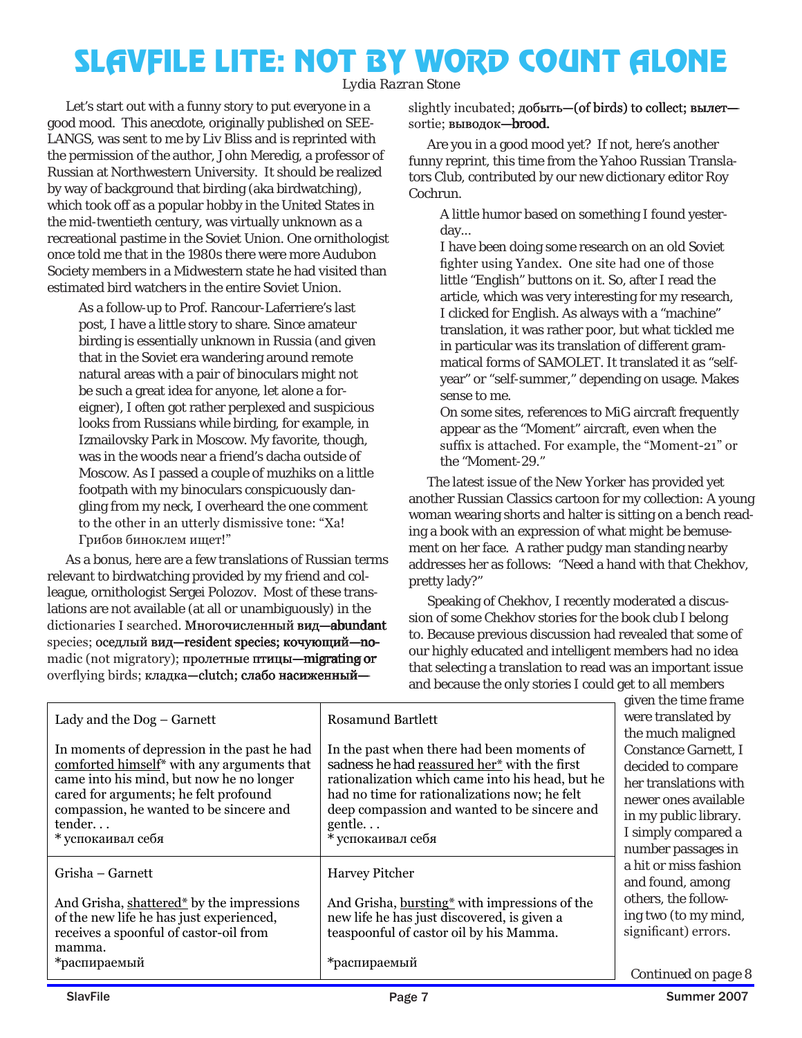# SLAVFILE LITE: NOT BY WORD COUNT ALONE

*Lydia Razran Stone*

Let's start out with a funny story to put everyone in a good mood. This anecdote, originally published on SEELANGS, was sent to me by Liv Bliss and is reprinted with the permission of the author, John Meredig, a professor of Russian at Northwestern University. It should be realized by way of background that birding (aka birdwatching), which took off as a popular hobby in the United States in the mid-twentieth century, was virtually unknown as a recreational pastime in the Soviet Union. One ornithologist once told me that in the 1980s there were more Audubon Society members in a Midwestern state he had visited than estimated bird watchers in the entire Soviet Union.

> As a follow-up to Prof. Rancour-Laferriere's last post, I have a little story to share. Since amateur birding is essentially unknown in Russia (and given that in the Soviet era wandering around remote natural areas with a pair of binoculars might not be such a great idea for anyone, let alone a foreigner), I often got rather perplexed and suspicious looks from Russians while birding, for example, in Izmailovsky Park in Moscow. My favorite, though, was in the woods near a friend's dacha outside of Moscow. As I passed a couple of muzhiks on a little footpath with my binoculars conspicuously dangling from my neck, I overheard the one comment to the other in an utterly dismissive tone: "Ха! Грибов биноклем ищет!"

As a bonus, here are a few translations of Russian terms relevant to birdwatching provided by my friend and colleague, ornithologist Sergei Polozov. Most of these translations are not available (at all or unambiguously) in the dictionaries I searched. **Многочисленный вид—abundant** species; оседлый вид—resident species; кочующий—nomadic (not migratory); пролетные птицы—migrating or overflying birds; кладка—clutch; слабо насиженный—slightly incubated; добыть—(of birds) to collect; вылет—sortie; выводок—brood.

Are you in a good mood yet? If not, here's another funny reprint, this time from the Yahoo Russian Translators Club, contributed by our new dictionary editor Roy Cochrun.

> A little humor based on something I found yesterday...
> I have been doing some research on an old Soviet fighter using Yandex. One site had one of those little "English" buttons on it. So, after I read the article, which was very interesting for my research, I clicked for English. As always with a "machine" translation, it was rather poor, but what tickled me in particular was its translation of different grammatical forms of SAMOLET. It translated it as "self-year" or "self-summer," depending on usage. Makes sense to me.
> On some sites, references to MiG aircraft frequently appear as the "Moment" aircraft, even when the suffix is attached. For example, the "Moment-21" or the "Moment-29."

The latest issue of the New Yorker has provided yet another Russian Classics cartoon for my collection: A young woman wearing shorts and halter is sitting on a bench reading a book with an expression of what might be bemusement on her face. A rather pudgy man standing nearby addresses her as follows: "Need a hand with that Chekhov, pretty lady?"

Speaking of Chekhov, I recently moderated a discussion of some Chekhov stories for the book club I belong to. Because previous discussion had revealed that some of our highly educated and intelligent members had no idea that selecting a translation to read was an important issue and because the only stories I could get to all members given the time frame were translated by the much maligned Constance Garnett, I decided to compare her translations with newer ones available in my public library. I simply compared a number passages in a hit or miss fashion and found, among others, the following two (to my mind, significant) errors.

| Lady and the Dog – Garnett | Rosamund Bartlett |
|---|---|
| In moments of depression in the past he had comforted himself* with any arguments that came into his mind, but now he no longer cared for arguments; he felt profound compassion, he wanted to be sincere and tender. . .<br>* успокаивал себя | In the past when there had been moments of sadness he had reassured her* with the first rationalization which came into his head, but he had no time for rationalizations now; he felt deep compassion and wanted to be sincere and gentle. . .<br>* успокаивал себя |
| **Grisha – Garnett** | **Harvey Pitcher** |
| And Grisha, shattered* by the impressions of the new life he has just experienced, receives a spoonful of castor-oil from mamma.<br>*распираемый | And Grisha, bursting* with impressions of the new life he has just discovered, is given a teaspoonful of castor oil by his Mamma.<br><br>*распираемый |

Continued on page 8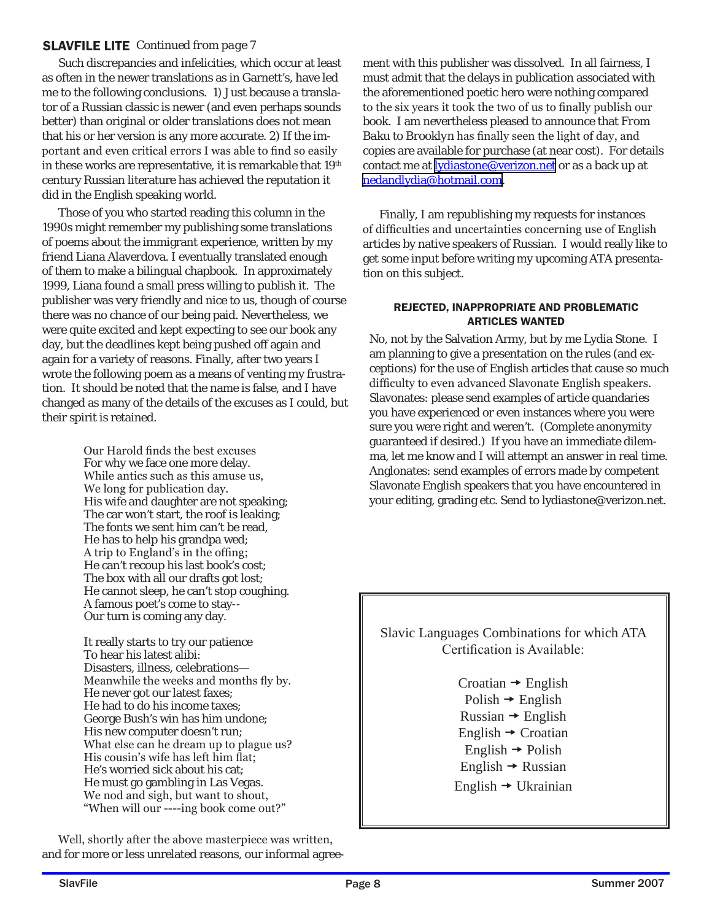**SLAVFILE LITE** *Continued from page 7*

Such discrepancies and infelicities, which occur at least as often in the newer translations as in Garnett's, have led me to the following conclusions. 1) Just because a translator of a Russian classic is newer (and even perhaps sounds better) than original or older translations does not mean that his or her version is any more accurate. 2) If the important and even critical errors I was able to find so easily in these works are representative, it is remarkable that 19th century Russian literature has achieved the reputation it did in the English speaking world.

Those of you who started reading this column in the 1990s might remember my publishing some translations of poems about the immigrant experience, written by my friend Liana Alaverdova. I eventually translated enough of them to make a bilingual chapbook. In approximately 1999, Liana found a small press willing to publish it. The publisher was very friendly and nice to us, though of course there was no chance of our being paid. Nevertheless, we were quite excited and kept expecting to see our book any day, but the deadlines kept being pushed off again and again for a variety of reasons. Finally, after two years I wrote the following poem as a means of venting my frustration. It should be noted that the name is false, and I have changed as many of the details of the excuses as I could, but their spirit is retained.

> Our Harold finds the best excuses
> For why we face one more delay.
> While antics such as this amuse us,
> We long for publication day.
> His wife and daughter are not speaking;
> The car won't start, the roof is leaking;
> The fonts we sent him can't be read,
> He has to help his grandpa wed;
> A trip to England's in the offing;
> He can't recoup his last book's cost;
> The box with all our drafts got lost;
> He cannot sleep, he can't stop coughing.
> A famous poet's come to stay--
> Our turn is coming any day.
>
> It really starts to try our patience
> To hear his latest alibi:
> Disasters, illness, celebrations—
> Meanwhile the weeks and months fly by.
> He never got our latest faxes;
> He had to do his income taxes;
> George Bush's win has him undone;
> His new computer doesn't run;
> What else can he dream up to plague us?
> His cousin's wife has left him flat;
> He's worried sick about his cat;
> He must go gambling in Las Vegas.
> We nod and sigh, but want to shout,
> "When will our ----ing book come out?"

Well, shortly after the above masterpiece was written, and for more or less unrelated reasons, our informal agreement with this publisher was dissolved. In all fairness, I must admit that the delays in publication associated with the aforementioned poetic hero were nothing compared to the six years it took the two of us to finally publish our book. I am nevertheless pleased to announce that *From Baku to Brooklyn* has finally seen the light of day, and copies are available for purchase (at near cost). For details contact me at lydiastone@verizon.net or as a back up at nedandlydia@hotmail.com.

Finally, I am republishing my requests for instances of difficulties and uncertainties concerning use of English articles by native speakers of Russian. I would really like to get some input before writing my upcoming ATA presentation on this subject.

#### REJECTED, INAPPROPRIATE AND PROBLEMATIC ARTICLES WANTED

No, not by the Salvation Army, but by me Lydia Stone. I am planning to give a presentation on the rules (and exceptions) for the use of English articles that cause so much difficulty to even advanced Slavonate English speakers. Slavonates: please send examples of article quandaries you have experienced or even instances where you were sure you were right and weren't. (Complete anonymity guaranteed if desired.) If you have an immediate dilemma, let me know and I will attempt an answer in real time. Anglonates: send examples of errors made by competent Slavonate English speakers that you have encountered in your editing, grading etc. Send to lydiastone@verizon.net.

Slavic Languages Combinations for which ATA Certification is Available:

Croatian → English
Polish → English
Russian → English
English → Croatian
English → Polish
English → Russian
English → Ukrainian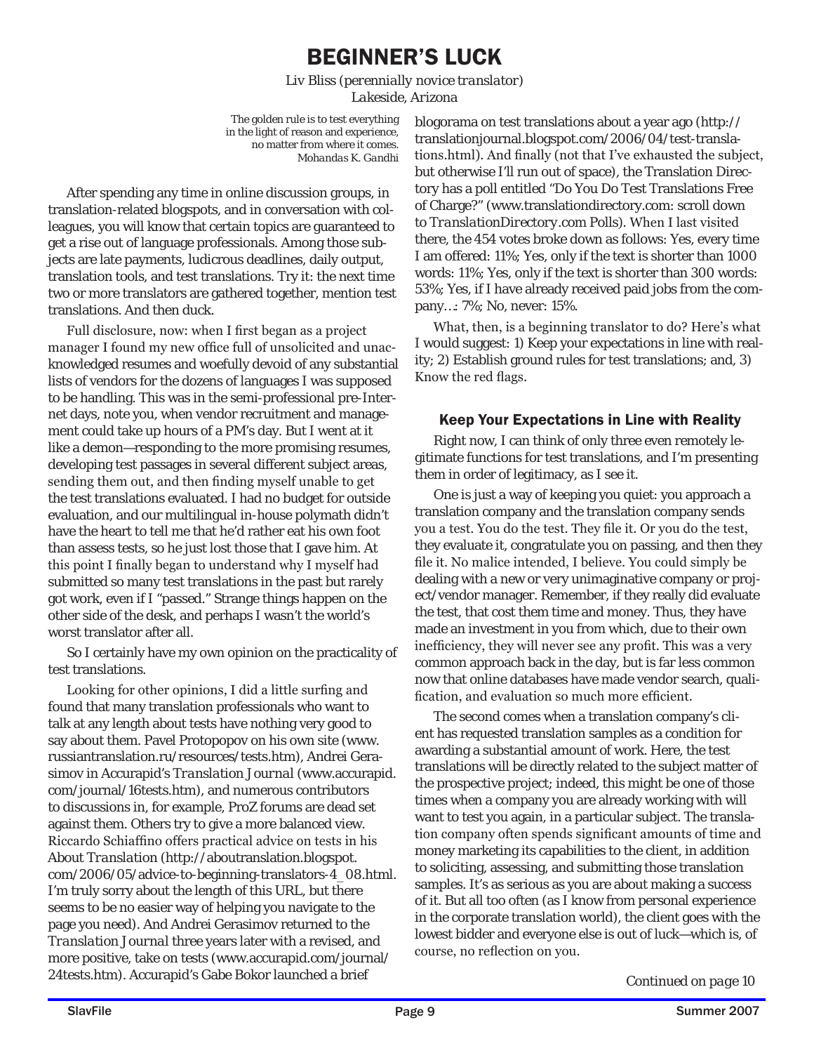# BEGINNER'S LUCK

*Liv Bliss (perennially novice translator)*
*Lakeside, Arizona*

> The golden rule is to test everything in the light of reason and experience, no matter from where it comes.
> *Mohandas K. Gandhi*

After spending any time in online discussion groups, in translation-related blogspots, and in conversation with colleagues, you will know that certain topics are guaranteed to get a rise out of language professionals. Among those subjects are late payments, ludicrous deadlines, daily output, translation tools, and test translations. Try it: the next time two or more translators are gathered together, mention test translations. And then duck.

Full disclosure, now: when I first began as a project manager I found my new office full of unsolicited and unacknowledged resumes and woefully devoid of any substantial lists of vendors for the dozens of languages I was supposed to be handling. This was in the semi-professional pre-Internet days, note you, when vendor recruitment and management could take up hours of a PM's day. But I went at it like a demon—responding to the more promising resumes, developing test passages in several different subject areas, sending them out, and then finding myself unable to get the test translations evaluated. I had no budget for outside evaluation, and our multilingual in-house polymath didn't have the heart to tell me that he'd rather eat his own foot than assess tests, so he just lost those that I gave him. At this point I finally began to understand why I myself had submitted so many test translations in the past but rarely got work, even if I "passed." Strange things happen on the other side of the desk, and perhaps I wasn't the world's worst translator after all.

So I certainly have my own opinion on the practicality of test translations.

Looking for other opinions, I did a little surfing and found that many translation professionals who want to talk at any length about tests have nothing very good to say about them. Pavel Protopopov on his own site (www.russiantranslation.ru/resources/tests.htm), Andrei Gerasimov in Accurapid's *Translation Journal* (www.accurapid.com/journal/16tests.htm), and numerous contributors to discussions in, for example, ProZ forums are dead set against them. Others try to give a more balanced view. Riccardo Schiaffino offers practical advice on tests in his *About Translation* (http://abouttranslation.blogspot.com/2006/05/advice-to-beginning-translators-4_08.html. I'm truly sorry about the length of this URL, but there seems to be no easier way of helping you navigate to the page you need). And Andrei Gerasimov returned to the *Translation Journal* three years later with a revised, and more positive, take on tests (www.accurapid.com/journal/24tests.htm). Accurapid's Gabe Bokor launched a brief blogorama on test translations about a year ago (http://translationjournal.blogspot.com/2006/04/test-translations.html). And finally (not that I've exhausted the subject, but otherwise I'll run out of space), the Translation Directory has a poll entitled "Do You Do Test Translations Free of Charge?" (www.translationdirectory.com: scroll down to *TranslationDirectory.com* Polls). When I last visited there, the 454 votes broke down as follows: Yes, every time I am offered: 11%; Yes, only if the text is shorter than 1000 words: 11%; Yes, only if the text is shorter than 300 words: 53%; Yes, if I have already received paid jobs from the company…: 7%; No, never: 15%.

What, then, is a beginning translator to do? Here's what I would suggest: 1) Keep your expectations in line with reality; 2) Establish ground rules for test translations; and, 3) Know the red flags.

## Keep Your Expectations in Line with Reality

Right now, I can think of only three even remotely legitimate functions for test translations, and I'm presenting them in order of legitimacy, as I see it.

One is just a way of keeping you quiet: you approach a translation company and the translation company sends you a test. You do the test. They file it. Or you do the test, they evaluate it, congratulate you on passing, and then they file it. No malice intended, I believe. You could simply be dealing with a new or very unimaginative company or project/vendor manager. Remember, if they really did evaluate the test, that cost them time and money. Thus, they have made an investment in you from which, due to their own inefficiency, they will never see any profit. This was a very common approach back in the day, but is far less common now that online databases have made vendor search, qualification, and evaluation so much more efficient.

The second comes when a translation company's client has requested translation samples as a condition for awarding a substantial amount of work. Here, the test translations will be directly related to the subject matter of the prospective project; indeed, this might be one of those times when a company you are already working with will want to test you again, in a particular subject. The translation company often spends significant amounts of time and money marketing its capabilities to the client, in addition to soliciting, assessing, and submitting those translation samples. It's as serious as you are about making a success of it. But all too often (as I know from personal experience in the corporate translation world), the client goes with the lowest bidder and everyone else is out of luck—which is, of course, no reflection on you.

*Continued on page 10*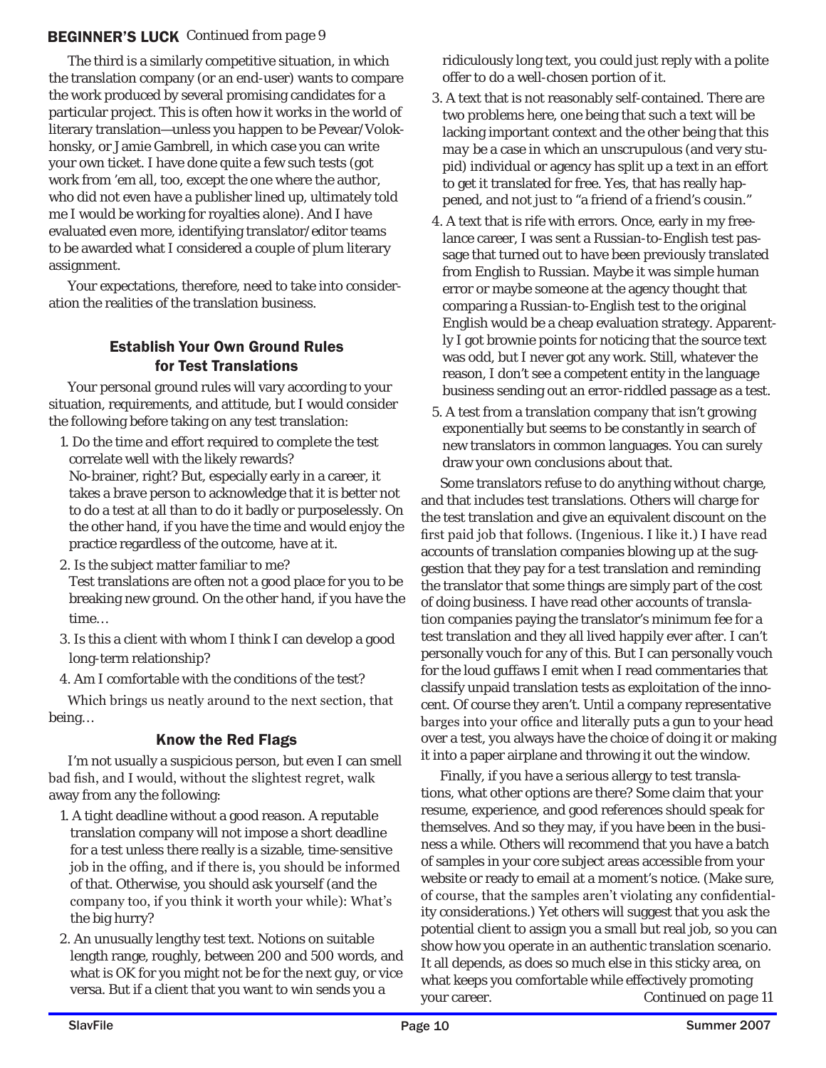**BEGINNER'S LUCK** *Continued from page 9*

The third is a similarly competitive situation, in which the translation company (or an end-user) wants to compare the work produced by several promising candidates for a particular project. This is often how it works in the world of literary translation—unless you happen to be Pevear/Volokhonsky, or Jamie Gambrell, in which case you can write your own ticket. I have done quite a few such tests (got work from 'em all, too, except the one where the author, who did not even have a publisher lined up, ultimately told me I would be working for royalties alone). And I have evaluated even more, identifying translator/editor teams to be awarded what I considered a couple of plum literary assignment.

Your expectations, therefore, need to take into consideration the realities of the translation business.

## Establish Your Own Ground Rules for Test Translations

Your personal ground rules will vary according to your situation, requirements, and attitude, but I would consider the following before taking on any test translation:

1. Do the time and effort required to complete the test correlate well with the likely rewards?
   No-brainer, right? But, especially early in a career, it takes a brave person to acknowledge that it is better not to do a test at all than to do it badly or purposelessly. On the other hand, if you have the time and would enjoy the practice regardless of the outcome, have at it.
2. Is the subject matter familiar to me?
   Test translations are often not a good place for you to be breaking new ground. On the other hand, if you have the time…
3. Is this a client with whom I think I can develop a good long-term relationship?
4. Am I comfortable with the conditions of the test?

Which brings us neatly around to the next section, that being…

## Know the Red Flags

I'm not usually a suspicious person, but even I can smell bad fish, and I would, without the slightest regret, walk away from any the following:

1. A tight deadline without a good reason. A reputable translation company will not impose a short deadline for a test unless there really is a sizable, time-sensitive job in the offing, and if there is, you should be informed of that. Otherwise, you should ask yourself (and the company too, if you think it worth your while): What's the big hurry?
2. An unusually lengthy test text. Notions on suitable length range, roughly, between 200 and 500 words, and what is OK for you might not be for the next guy, or vice versa. But if a client that you want to win sends you a ridiculously long text, you could just reply with a polite offer to do a well-chosen portion of it.
3. A text that is not reasonably self-contained. There are two problems here, one being that such a text will be lacking important context and the other being that this *may* be a case in which an unscrupulous (and very stupid) individual or agency has split up a text in an effort to get it translated for free. Yes, that has really happened, and not just to "a friend of a friend's cousin."
4. A text that is rife with errors. Once, early in my freelance career, I was sent a Russian-to-English test passage that turned out to have been previously translated from English to Russian. Maybe it was simple human error or maybe someone at the agency thought that comparing a Russian-to-English test to the original English would be a cheap evaluation strategy. Apparently I got brownie points for noticing that the source text was odd, but I never got any work. Still, whatever the reason, I don't see a competent entity in the language business sending out an error-riddled passage as a test.
5. A test from a translation company that isn't growing exponentially but seems to be constantly in search of new translators in common languages. You can surely draw your own conclusions about that.

Some translators refuse to do anything without charge, and that includes test translations. Others will charge for the test translation and give an equivalent discount on the first paid job that follows. (Ingenious. I like it.) I have read accounts of translation companies blowing up at the suggestion that they pay for a test translation and reminding the translator that some things are simply part of the cost of doing business. I have read other accounts of translation companies paying the translator's minimum fee for a test translation and they all lived happily ever after. I can't personally vouch for any of this. But I can personally vouch for the loud guffaws I emit when I read commentaries that classify unpaid translation tests as exploitation of the innocent. Of course they aren't. Until a company representative barges into your office and literally puts a gun to your head over a test, you always have the choice of doing it or making it into a paper airplane and throwing it out the window.

Finally, if you have a serious allergy to test translations, what other options are there? Some claim that your resume, experience, and good references should speak for themselves. And so they may, if you have been in the business a while. Others will recommend that you have a batch of samples in your core subject areas accessible from your website or ready to email at a moment's notice. (Make sure, of course, that the samples aren't violating any confidentiality considerations.) Yet others will suggest that you ask the potential client to assign you a small but real job, so you can show how you operate in an authentic translation scenario. It all depends, as does so much else in this sticky area, on what keeps you comfortable while effectively promoting your career.

*Continued on page 11*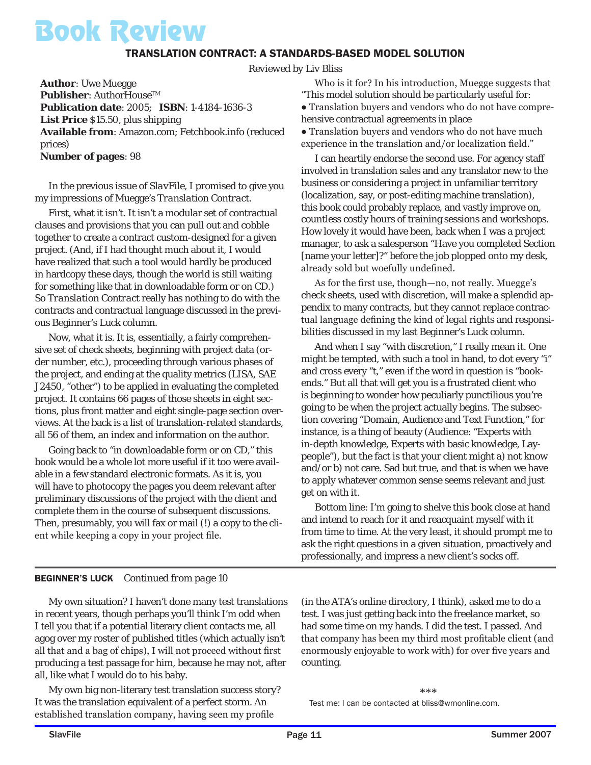# Book Review

## TRANSLATION CONTRACT: A STANDARDS-BASED MODEL SOLUTION

*Reviewed by Liv Bliss*

**Author**: Uwe Muegge
**Publisher**: AuthorHouse™
**Publication date**: 2005; **ISBN**: 1-4184-1636-3
**List Price** $15.50, plus shipping
**Available from**: Amazon.com; Fetchbook.info (reduced prices)
**Number of pages**: 98

In the previous issue of *SlavFile*, I promised to give you my impressions of Muegge's *Translation Contract*.

First, what it isn't. It isn't a modular set of contractual clauses and provisions that you can pull out and cobble together to create a contract custom-designed for a given project. (And, if I had thought much about it, I would have realized that such a tool would hardly be produced in hardcopy these days, though the world is still waiting for something like that in downloadable form or on CD.) So *Translation Contract* really has nothing to do with the contracts and contractual language discussed in the previous Beginner's Luck column.

Now, what it is. It is, essentially, a fairly comprehensive set of check sheets, beginning with project data (order number, etc.), proceeding through various phases of the project, and ending at the quality metrics (LISA, SAE J2450, "other") to be applied in evaluating the completed project. It contains 66 pages of those sheets in eight sections, plus front matter and eight single-page section overviews. At the back is a list of translation-related standards, all 56 of them, an index and information on the author.

Going back to "in downloadable form or on CD," this book would be a whole lot more useful if it too were available in a few standard electronic formats. As it is, you will have to photocopy the pages you deem relevant after preliminary discussions of the project with the client and complete them in the course of subsequent discussions. Then, presumably, you will fax or mail (!) a copy to the client while keeping a copy in your project file.

Who is it for? In his introduction, Muegge suggests that "This model solution should be particularly useful for:

- Translation buyers and vendors who do not have comprehensive contractual agreements in place
- Translation buyers and vendors who do not have much experience in the translation and/or localization field."

I can heartily endorse the second use. For agency staff involved in translation sales and any translator new to the business or considering a project in unfamiliar territory (localization, say, or post-editing machine translation), this book could probably replace, and vastly improve on, countless costly hours of training sessions and workshops. How lovely it would have been, back when I was a project manager, to ask a salesperson "Have you completed Section [name your letter]?" before the job plopped onto my desk, already sold but woefully undefined.

As for the first use, though—no, not really. Muegge's check sheets, used with discretion, will make a splendid appendix to many contracts, but they cannot replace contractual language defining the kind of legal rights and responsibilities discussed in my last Beginner's Luck column.

And when I say "with discretion," I really mean it. One might be tempted, with such a tool in hand, to dot every "i" and cross every "t," even if the word in question is "bookends." But all that will get you is a frustrated client who is beginning to wonder how peculiarly punctilious you're going to be when the project actually begins. The subsection covering "Domain, Audience and Text Function," for instance, is a thing of beauty (Audience: "Experts with in-depth knowledge, Experts with basic knowledge, Laypeople"), but the fact is that your client might a) not know and/or b) not care. Sad but true, and that is when we have to apply whatever common sense seems relevant and just get on with it.

Bottom line: I'm going to shelve this book close at hand and intend to reach for it and reacquaint myself with it from time to time. At the very least, it should prompt me to ask the right questions in a given situation, proactively and professionally, and impress a new client's socks off.

---

**BEGINNER'S LUCK** *Continued from page 10*

My own situation? I haven't done many test translations in recent years, though perhaps you'll think I'm odd when I tell you that if a potential literary client contacts me, all agog over my roster of published titles (which actually isn't all that and a bag of chips), I will not proceed without first producing a test passage for him, because he may not, after all, like what I would do to his baby.

My own big non-literary test translation success story? It was the translation equivalent of a perfect storm. An established translation company, having seen my profile (in the ATA's online directory, I think), asked me to do a test. I was just getting back into the freelance market, so had some time on my hands. I did the test. I passed. And that company has been my third most profitable client (and enormously enjoyable to work with) for over five years and counting.

\*\*\*

Test me: I can be contacted at bliss@wmonline.com.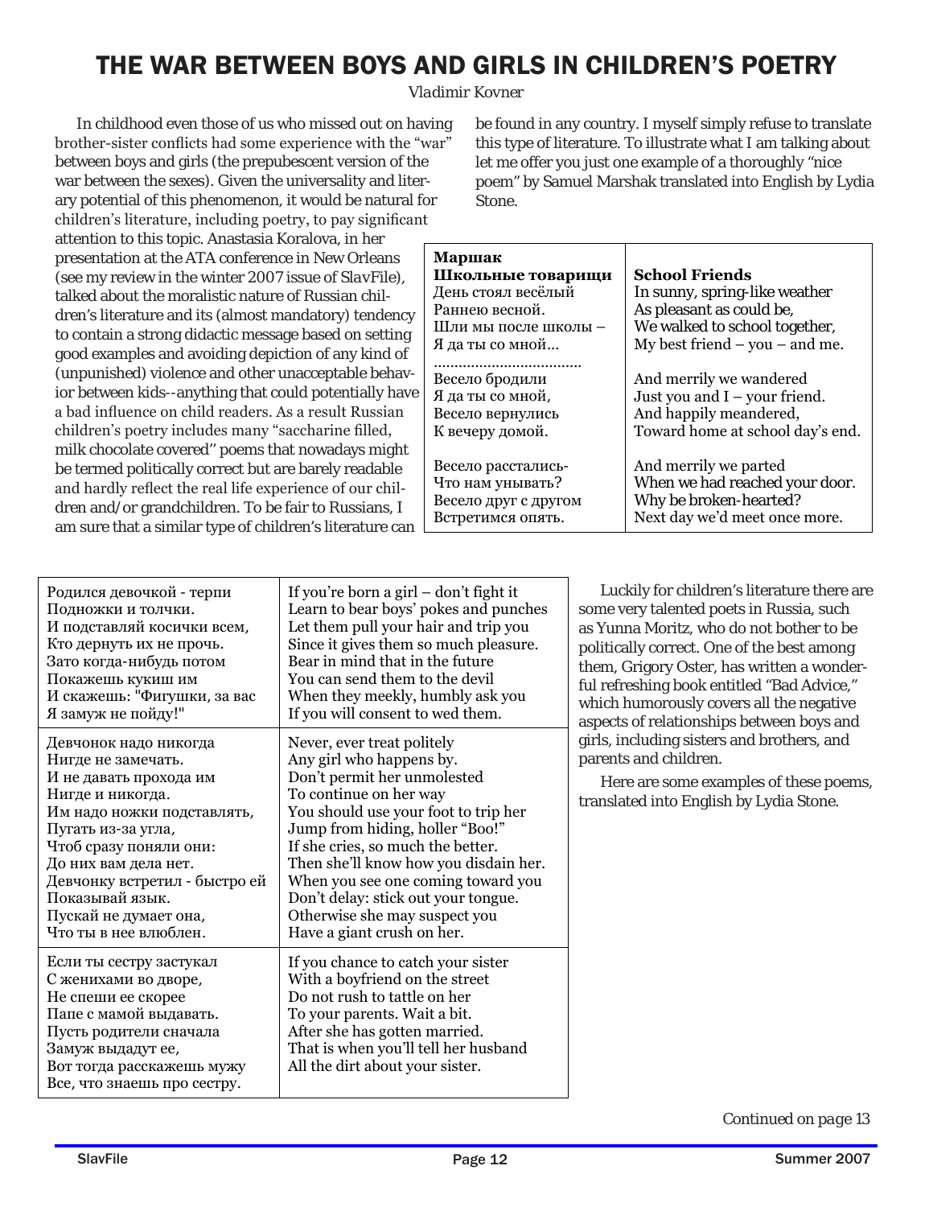# THE WAR BETWEEN BOYS AND GIRLS IN CHILDREN'S POETRY

*Vladimir Kovner*

In childhood even those of us who missed out on having brother-sister conflicts had some experience with the "war" between boys and girls (the prepubescent version of the war between the sexes). Given the universality and literary potential of this phenomenon, it would be natural for children's literature, including poetry, to pay significant attention to this topic. Anastasia Koralova, in her presentation at the ATA conference in New Orleans (see my review in the winter 2007 issue of *SlavFile*), talked about the moralistic nature of Russian children's literature and its (almost mandatory) tendency to contain a strong didactic message based on setting good examples and avoiding depiction of any kind of (unpunished) violence and other unacceptable behavior between kids--anything that could potentially have a bad influence on child readers. As a result Russian children's poetry includes many "saccharine filled, milk chocolate covered" poems that nowadays might be termed politically correct but are barely readable and hardly reflect the real life experience of our children and/or grandchildren. To be fair to Russians, I am sure that a similar type of children's literature can be found in any country. I myself simply refuse to translate this type of literature. To illustrate what I am talking about let me offer you just one example of a thoroughly "nice poem" by Samuel Marshak translated into English by Lydia Stone.

| **Маршак**<br>**Школьные товарищи** | <br>**School Friends** |
|---|---|
| День стоял весёлый<br>Раннею весной.<br>Шли мы после школы –<br>Я да ты со мной...<br>................................. | In sunny, spring-like weather<br>As pleasant as could be,<br>We walked to school together,<br>My best friend – you – and me. |
| Весело бродили<br>Я да ты со мной,<br>Весело вернулись<br>К вечеру домой. | And merrily we wandered<br>Just you and I – your friend.<br>And happily meandered,<br>Toward home at school day's end. |
| Весело расстались-<br>Что нам унывать?<br>Весело друг с другом<br>Встретимся опять. | And merrily we parted<br>When we had reached your door.<br>Why be broken-hearted?<br>Next day we'd meet once more. |

Luckily for children's literature there are some very talented poets in Russia, such as Yunna Moritz, who do not bother to be politically correct. One of the best among them, Grigory Oster, has written a wonderful refreshing book entitled "Bad Advice," which humorously covers all the negative aspects of relationships between boys and girls, including sisters and brothers, and parents and children.

Here are some examples of these poems, translated into English by Lydia Stone.

| | |
|---|---|
| Родился девочкой - терпи<br>Подножки и толчки.<br>И подставляй косички всем,<br>Кто дернуть их не прочь.<br>Зато когда-нибудь потом<br>Покажешь кукиш им<br>И скажешь: "Фигушки, за вас<br>Я замуж не пойду!" | If you're born a girl – don't fight it<br>Learn to bear boys' pokes and punches<br>Let them pull your hair and trip you<br>Since it gives them so much pleasure.<br>Bear in mind that in the future<br>You can send them to the devil<br>When they meekly, humbly ask you<br>If you will consent to wed them. |
| Девчонок надо никогда<br>Нигде не замечать.<br>И не давать прохода им<br>Нигде и никогда.<br>Им надо ножки подставлять,<br>Пугать из-за угла,<br>Чтоб сразу поняли они:<br>До них вам дела нет.<br>Девчонку встретил - быстро ей<br>Показывай язык.<br>Пускай не думает она,<br>Что ты в нее влюблен. | Never, ever treat politely<br>Any girl who happens by.<br>Don't permit her unmolested<br>To continue on her way<br>You should use your foot to trip her<br>Jump from hiding, holler "Boo!"<br>If she cries, so much the better.<br>Then she'll know how you disdain her.<br>When you see one coming toward you<br>Don't delay: stick out your tongue.<br>Otherwise she may suspect you<br>Have a giant crush on her. |
| Если ты сестру застукал<br>С женихами во дворе,<br>Не спеши ее скорее<br>Папе с мамой выдавать.<br>Пусть родители сначала<br>Замуж выдадут ее,<br>Вот тогда расскажешь мужу<br>Все, что знаешь про сестру. | If you chance to catch your sister<br>With a boyfriend on the street<br>Do not rush to tattle on her<br>To your parents. Wait a bit.<br>After she has gotten married.<br>That is when you'll tell her husband<br>All the dirt about your sister. |

*Continued on page 13*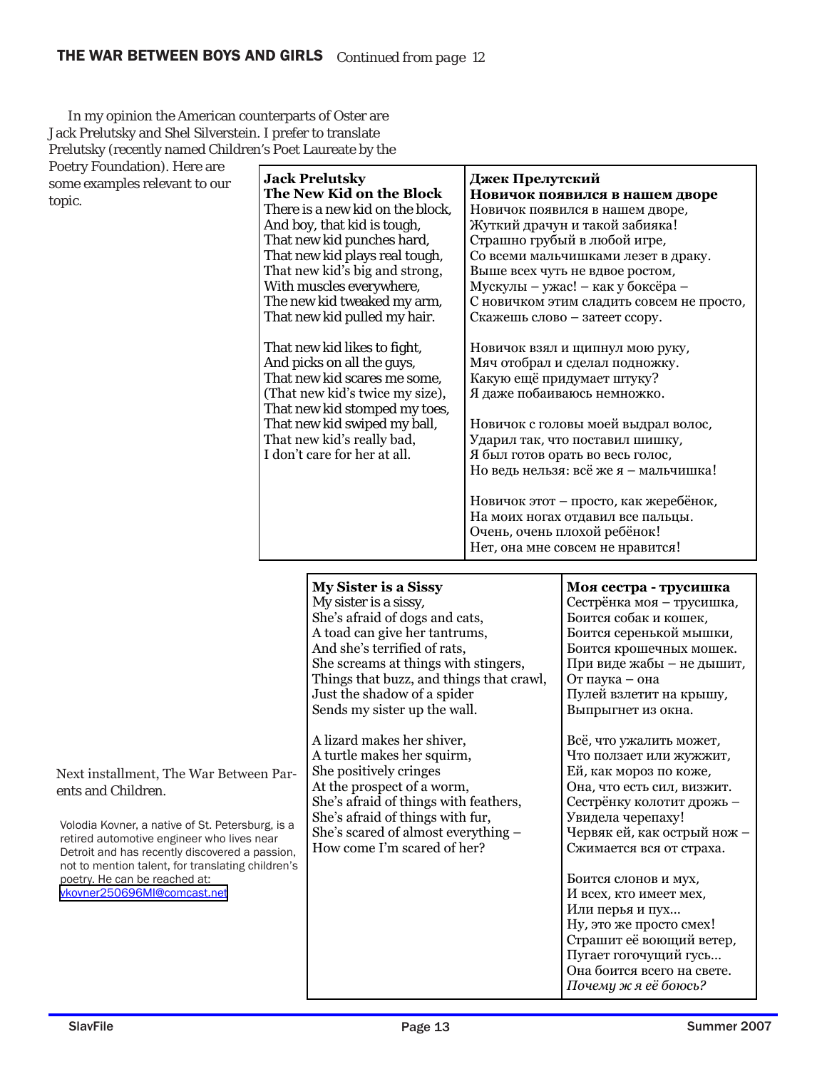## THE WAR BETWEEN BOYS AND GIRLS *Continued from page 12*

In my opinion the American counterparts of Oster are Jack Prelutsky and Shel Silverstein. I prefer to translate Prelutsky (recently named Children's Poet Laureate by the Poetry Foundation). Here are some examples relevant to our topic.

| **Jack Prelutsky**<br>**The New Kid on the Block**<br>There is a new kid on the block,<br>And boy, that kid is tough,<br>That new kid punches hard,<br>That new kid plays real tough,<br>That new kid's big and strong,<br>With muscles everywhere,<br>The new kid tweaked my arm,<br>That new kid pulled my hair.<br><br>That new kid likes to fight,<br>And picks on all the guys,<br>That new kid scares me some,<br>(That new kid's twice my size),<br>That new kid stomped my toes,<br>That new kid swiped my ball,<br>That new kid's really bad,<br>I don't care for her at all. | **Джек Прелутский**<br>**Новичок появился в нашем дворе**<br>Новичок появился в нашем дворе,<br>Жуткий драчун и такой забияка!<br>Страшно грубый в любой игре,<br>Со всеми мальчишками лезет в драку.<br>Выше всех чуть не вдвое ростом,<br>Мускулы – ужас! – как у боксёра –<br>С новичком этим сладить совсем не просто,<br>Скажешь слово – затеет ссору.<br><br>Новичок взял и щипнул мою руку,<br>Мяч отобрал и сделал подножку.<br>Какую ещё придумает штуку?<br>Я даже побаиваюсь немножко.<br><br>Новичок с головы моей выдрал волос,<br>Ударил так, что поставил шишку,<br>Я был готов орать во весь голос,<br>Но ведь нельзя: всё же я – мальчишка!<br><br>Новичок этот – просто, как жеребёнок,<br>На моих ногах отдавил все пальцы.<br>Очень, очень плохой ребёнок!<br>Нет, она мне совсем не нравится! |
|---|---|

| **My Sister is a Sissy**<br>My sister is a sissy,<br>She's afraid of dogs and cats,<br>A toad can give her tantrums,<br>And she's terrified of rats,<br>She screams at things with stingers,<br>Things that buzz, and things that crawl,<br>Just the shadow of a spider<br>Sends my sister up the wall.<br><br>A lizard makes her shiver,<br>A turtle makes her squirm,<br>She positively cringes<br>At the prospect of a worm,<br>She's afraid of things with feathers,<br>She's afraid of things with fur,<br>She's scared of almost everything –<br>How come I'm scared of her? | **Моя сестра - трусишка**<br>Сестрёнка моя – трусишка,<br>Боится собак и кошек,<br>Боится серенькой мышки,<br>Боится крошечных мошек.<br>При виде жабы – не дышит,<br>От паука – она<br>Пулей взлетит на крышу,<br>Выпрыгнет из окна.<br><br>Всё, что ужалить может,<br>Что ползает или жужжит,<br>Ей, как мороз по коже,<br>Она, что есть сил, визжит.<br>Сестрёнку колотит дрожь –<br>Увидела черепаху!<br>Червяк ей, как острый нож –<br>Сжимается вся от страха.<br><br>Боится слонов и мух,<br>И всех, кто имеет мех,<br>Или перья и пух...<br>Ну, это же просто смех!<br>Страшит её воющий ветер,<br>Пугает гогочущий гусь...<br>Она боится всего на свете.<br>*Почему ж я её боюсь?* |
|---|---|

Next installment, The War Between Parents and Children.

Volodia Kovner, a native of St. Petersburg, is a retired automotive engineer who lives near Detroit and has recently discovered a passion, not to mention talent, for translating children's poetry. He can be reached at: vkovner250696MI@comcast.net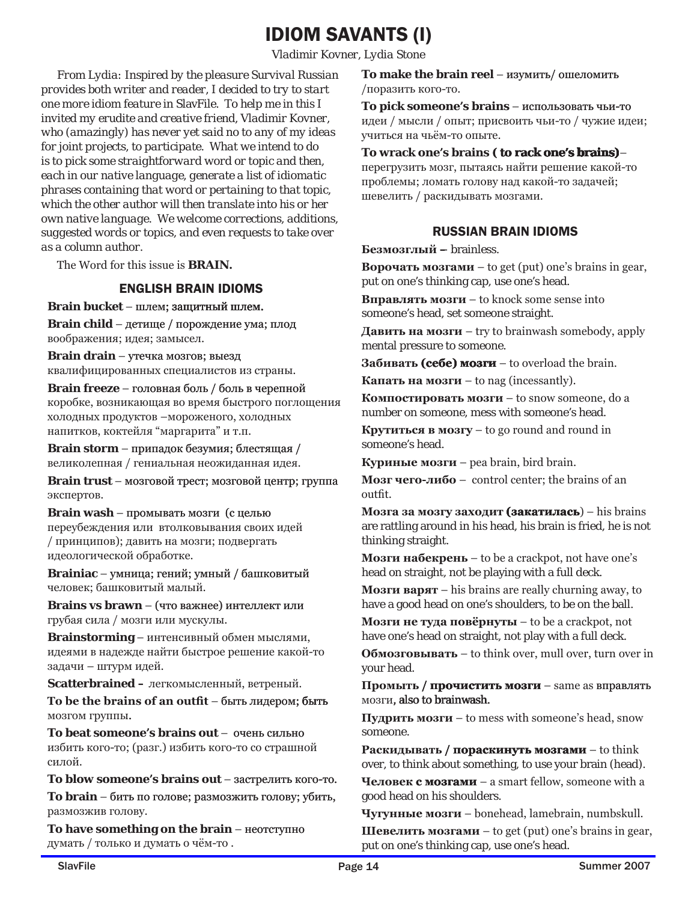# IDIOM SAVANTS (I)

*Vladimir Kovner, Lydia Stone*

*From Lydia: Inspired by the pleasure Survival Russian provides both writer and reader, I decided to try to start one more idiom feature in SlavFile. To help me in this I invited my erudite and creative friend, Vladimir Kovner, who (amazingly) has never yet said no to any of my ideas for joint projects, to participate. What we intend to do is to pick some straightforward word or topic and then, each in our native language, generate a list of idiomatic phrases containing that word or pertaining to that topic, which the other author will then translate into his or her own native language. We welcome corrections, additions, suggested words or topics, and even requests to take over as a column author.*

The Word for this issue is **BRAIN.**

## ENGLISH BRAIN IDIOMS

**Brain bucket** – шлем; защитный шлем.

**Brain child** – детище / порождение ума; плод воображения; идея; замысел.

**Brain drain** – утечка мозгов; выезд квалифицированных специалистов из страны.

**Brain freeze** – головная боль / боль в черепной коробке, возникающая во время быстрого поглощения холодных продуктов –мороженого, холодных напитков, коктейля "маргарита" и т.п.

**Brain storm** – припадок безумия; блестящая / великолепная / гениальная неожиданная идея.

**Brain trust** – мозговой трест; мозговой центр; группа экспертов.

**Brain wash** – промывать мозги (с целью переубеждения или втолковывания своих идей / принципов); давить на мозги; подвергать идеологической обработке.

**Brainiac** – умница; гений; умный / башковитый человек; башковитый малый.

**Brains vs brawn** – (что важнее) интеллект или грубая сила / мозги или мускулы.

**Brainstorming** – интенсивный обмен мыслями, идеями в надежде найти быстрое решение какой-то задачи – штурм идей.

**Scatterbrained –** легкомысленный, ветреный.

**To be the brains of an outfit** – быть лидером; быть мозгом группы.

**To beat someone's brains out** – очень сильно избить кого-то; (разг.) избить кого-то со страшной силой.

**To blow someone's brains out** – застрелить кого-то.

**To brain** – бить по голове; размозжить голову; убить, размозжив голову.

**To have something on the brain** – неотступно думать / только и думать о чём-то .

**To make the brain reel** – изумить/ ошеломить /поразить кого-то.

**To pick someone's brains** – использовать чьи-то идеи / мысли / опыт; присвоить чьи-то / чужие идеи; учиться на чьём-то опыте.

**To wrack one's brains ( to rack one's brains)**– перегрузить мозг, пытаясь найти решение какой-то проблемы; ломать голову над какой-то задачей; шевелить / раскидывать мозгами.

## RUSSIAN BRAIN IDIOMS

**Безмозглый –** brainless.

**Ворочать мозгами** – to get (put) one's brains in gear, put on one's thinking cap, use one's head.

**Вправлять мозги** – to knock some sense into someone's head, set someone straight.

**Давить на мозги** – try to brainwash somebody, apply mental pressure to someone.

**Забивать (себе) мозги** – to overload the brain.

**Капать на мозги** – to nag (incessantly).

**Компостировать мозги** – to snow someone, do a number on someone, mess with someone's head.

**Крутиться в мозгу** – to go round and round in someone's head.

**Куриные мозги** – pea brain, bird brain.

**Мозг чего-либо** – control center; the brains of an outfit.

**Мозга за мозгу заходит (закатилась**) – his brains are rattling around in his head, his brain is fried, he is not thinking straight.

**Мозги набекрень** – to be a crackpot, not have one's head on straight, not be playing with a full deck.

**Мозги варят** – his brains are really churning away, to have a good head on one's shoulders, to be on the ball.

**Мозги не туда повёрнуты** – to be a crackpot, not have one's head on straight, not play with a full deck.

**Обмозговывать** – to think over, mull over, turn over in your head.

**Промыть / прочистить мозги** – same as вправлять мозги, also to brainwash.

**Пудрить мозги** – to mess with someone's head, snow someone.

**Раскидывать / пораскинуть мозгами** – to think over, to think about something, to use your brain (head).

**Человек с мозгами** – a smart fellow, someone with a good head on his shoulders.

**Чугунные мозги** – bonehead, lamebrain, numbskull.

**Шевелить мозгами** – to get (put) one's brains in gear, put on one's thinking cap, use one's head.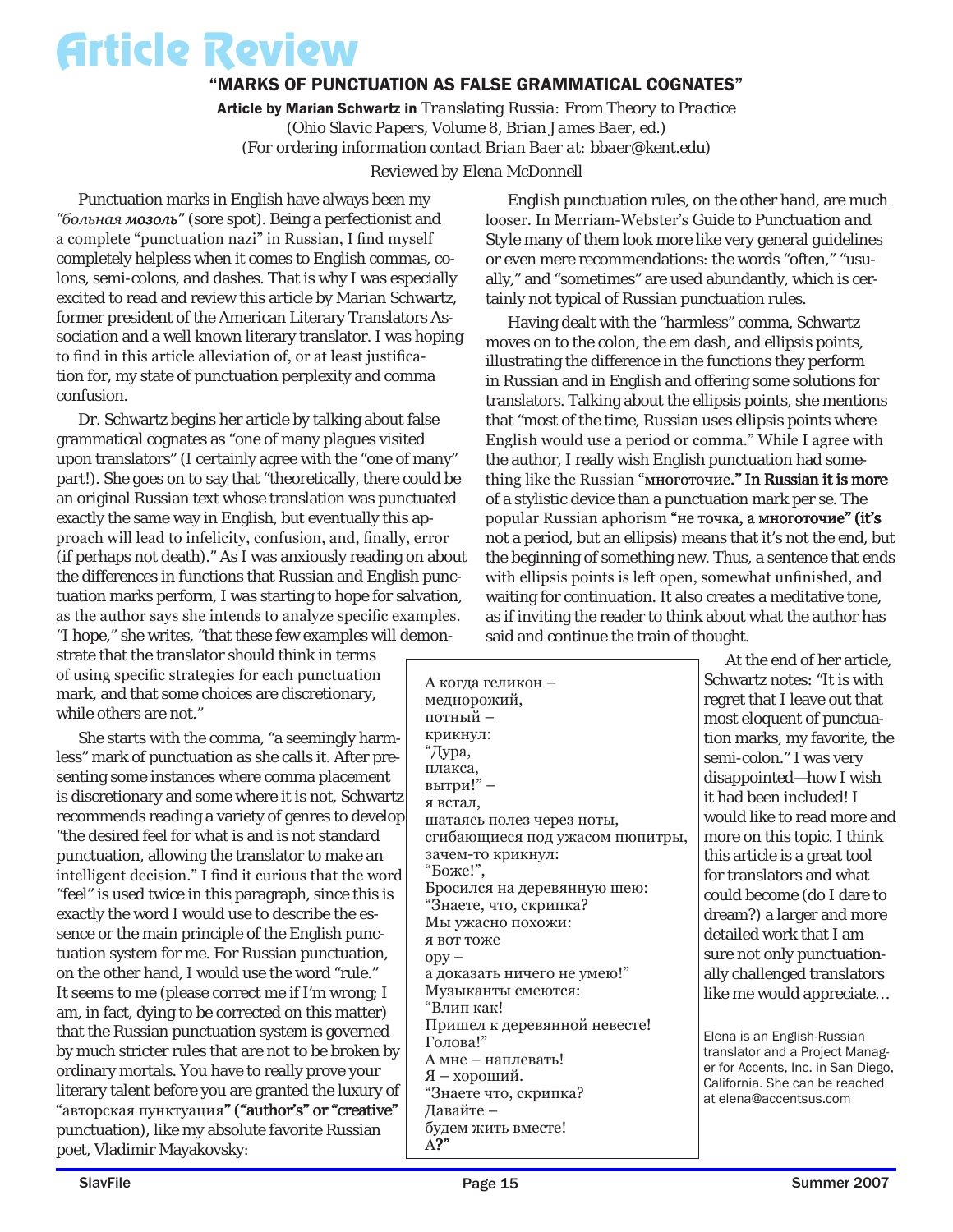# Article Review

## "MARKS OF PUNCTUATION AS FALSE GRAMMATICAL COGNATES"

**Article by Marian Schwartz in** *Translating Russia: From Theory to Practice*
*(Ohio Slavic Papers, Volume 8, Brian James Baer, ed.)*
*(For ordering information contact Brian Baer at: bbaer@kent.edu)*

Reviewed by Elena McDonnell

Punctuation marks in English have always been my "*больная мозоль*" (sore spot). Being a perfectionist and a complete "punctuation nazi" in Russian, I find myself completely helpless when it comes to English commas, colons, semi-colons, and dashes. That is why I was especially excited to read and review this article by Marian Schwartz, former president of the American Literary Translators Association and a well known literary translator. I was hoping to find in this article alleviation of, or at least justification for, my state of punctuation perplexity and comma confusion.

Dr. Schwartz begins her article by talking about false grammatical cognates as "one of many plagues visited upon translators" (I certainly agree with the "one of many" part!). She goes on to say that "theoretically, there could be an original Russian text whose translation was punctuated exactly the same way in English, but eventually this approach will lead to infelicity, confusion, and, finally, error (if perhaps not death)." As I was anxiously reading on about the differences in functions that Russian and English punctuation marks perform, I was starting to hope for salvation, as the author says she intends to analyze specific examples. "I hope," she writes, "that these few examples will demonstrate that the translator should think in terms of using specific strategies for each punctuation mark, and that some choices are discretionary, while others are not."

She starts with the comma, "a seemingly harmless" mark of punctuation as she calls it. After presenting some instances where comma placement is discretionary and some where it is not, Schwartz recommends reading a variety of genres to develop "the desired feel for what is and is not standard punctuation, allowing the translator to make an intelligent decision." I find it curious that the word "feel" is used twice in this paragraph, since this is exactly the word I would use to describe the essence or the main principle of the English punctuation system for me. For Russian punctuation, on the other hand, I would use the word "rule." It seems to me (please correct me if I'm wrong; I am, in fact, dying to be corrected on this matter) that the Russian punctuation system is governed by much stricter rules that are not to be broken by ordinary mortals. You have to really prove your literary talent before you are granted the luxury of "авторская пунктуация" ("author's" or "creative" punctuation), like my absolute favorite Russian poet, Vladimir Mayakovsky:

А когда геликон –
меднорожий,
потный –
крикнул:
"Дура,
плакса,
вытри!" –
я встал,
шатаясь полез через ноты,
сгибающиеся под ужасом пюпитры,
зачем-то крикнул:
"Боже!",
Бросился на деревянную шею:
"Знаете, что, скрипка?
Мы ужасно похожи:
я вот тоже
ору –
а доказать ничего не умею!"
Музыканты смеются:
"Влип как!
Пришел к деревянной невесте!
Голова!"
А мне – наплевать!
Я – хороший.
"Знаете что, скрипка?
Давайте –
будем жить вместе!
А?"

English punctuation rules, on the other hand, are much looser. In Merriam-Webster's *Guide to Punctuation and Style* many of them look more like very general guidelines or even mere recommendations: the words "often," "usually," and "sometimes" are used abundantly, which is certainly not typical of Russian punctuation rules.

Having dealt with the "harmless" comma, Schwartz moves on to the colon, the em dash, and ellipsis points, illustrating the difference in the functions they perform in Russian and in English and offering some solutions for translators. Talking about the ellipsis points, she mentions that "most of the time, Russian uses ellipsis points where English would use a period or comma." While I agree with the author, I really wish English punctuation had something like the Russian "многоточие." In Russian it is more of a stylistic device than a punctuation mark per se. The popular Russian aphorism "не точка, а многоточие" (it's not a period, but an ellipsis) means that it's not the end, but the beginning of something new. Thus, a sentence that ends with ellipsis points is left open, somewhat unfinished, and waiting for continuation. It also creates a meditative tone, as if inviting the reader to think about what the author has said and continue the train of thought.

At the end of her article, Schwartz notes: "It is with regret that I leave out that most eloquent of punctuation marks, my favorite, the semi-colon." I was very disappointed—how I wish it had been included! I would like to read more and more on this topic. I think this article is a great tool for translators and what could become (do I dare to dream?) a larger and more detailed work that I am sure not only punctuationally challenged translators like me would appreciate…

Elena is an English-Russian translator and a Project Manager for Accents, Inc. in San Diego, California. She can be reached at elena@accentsus.com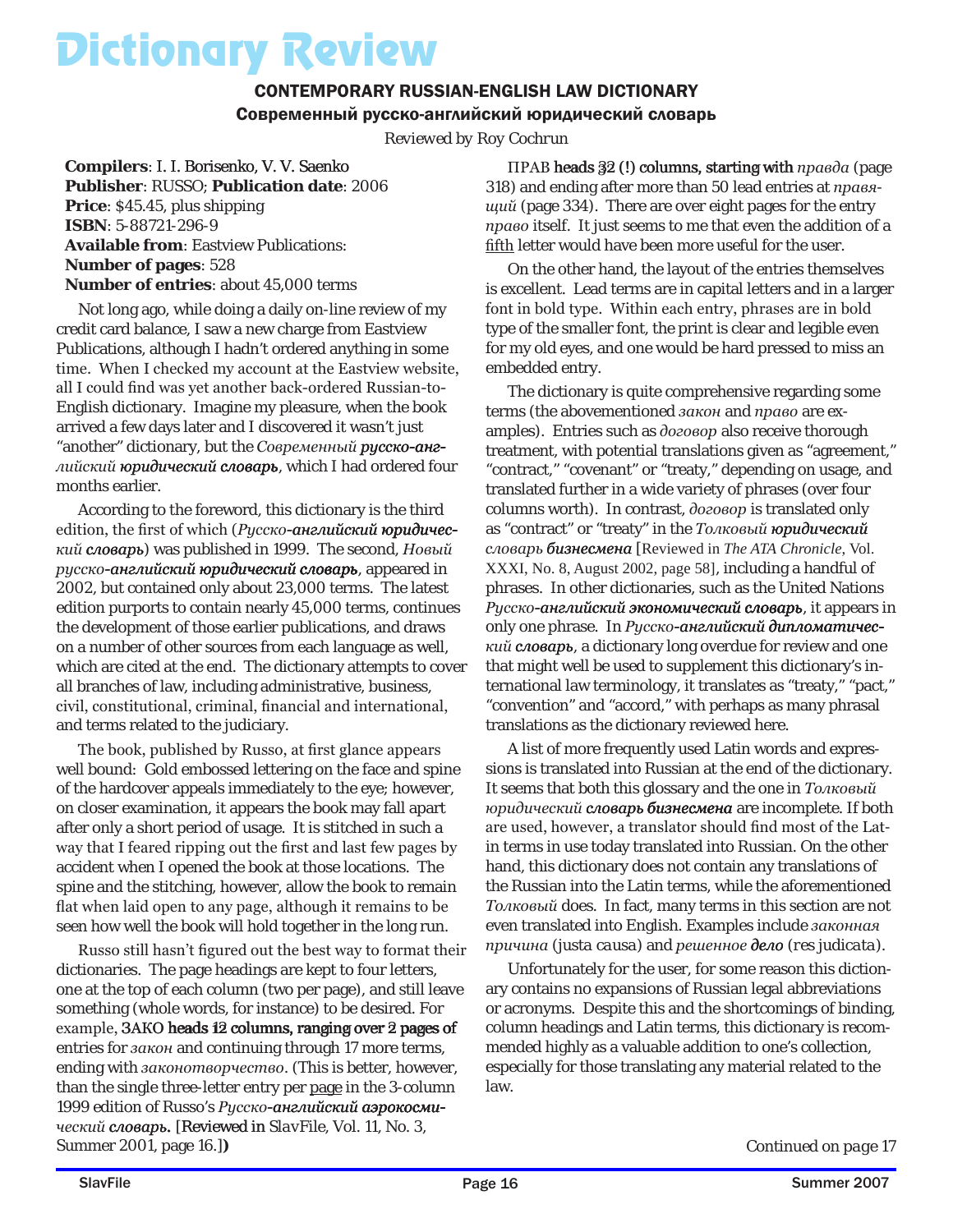# Dictionary Review

## CONTEMPORARY RUSSIAN-ENGLISH LAW DICTIONARY

### Современный русско-английский юридический словарь

*Reviewed by Roy Cochrun*

**Compilers**: I. I. Borisenko, V. V. Saenko
**Publisher**: RUSSO; **Publication date**: 2006
**Price**: $45.45, plus shipping
**ISBN**: 5-88721-296-9
**Available from**: Eastview Publications:
**Number of pages**: 528
**Number of entries**: about 45,000 terms

Not long ago, while doing a daily on-line review of my credit card balance, I saw a new charge from Eastview Publications, although I hadn't ordered anything in some time. When I checked my account at the Eastview website, all I could find was yet another back-ordered Russian-to-English dictionary. Imagine my pleasure, when the book arrived a few days later and I discovered it wasn't just "another" dictionary, but the *Современный русско-английский юридический словарь*, which I had ordered four months earlier.

According to the foreword, this dictionary is the third edition, the first of which (*Русско-английский юридический словарь*) was published in 1999. The second, *Новый русско-английский юридический словарь*, appeared in 2002, but contained only about 23,000 terms. The latest edition purports to contain nearly 45,000 terms, continues the development of those earlier publications, and draws on a number of other sources from each language as well, which are cited at the end. The dictionary attempts to cover all branches of law, including administrative, business, civil, constitutional, criminal, financial and international, and terms related to the judiciary.

The book, published by Russo, at first glance appears well bound: Gold embossed lettering on the face and spine of the hardcover appeals immediately to the eye; however, on closer examination, it appears the book may fall apart after only a short period of usage. It is stitched in such a way that I feared ripping out the first and last few pages by accident when I opened the book at those locations. The spine and the stitching, however, allow the book to remain flat when laid open to any page, although it remains to be seen how well the book will hold together in the long run.

Russo still hasn't figured out the best way to format their dictionaries. The page headings are kept to four letters, one at the top of each column (two per page), and still leave something (whole words, for instance) to be desired. For example, ЗАКО heads 12 columns, ranging over 2 pages of entries for *закон* and continuing through 17 more terms, ending with *законотворчество*. (This is better, however, than the single three-letter entry per page in the 3-column 1999 edition of Russo's *Русско-английский аэрокосмический словарь*. [Reviewed in *SlavFile*, Vol. 11, No. 3, Summer 2001, page 16.])

ПРАВ heads 32 (!) columns, starting with *правда* (page 318) and ending after more than 50 lead entries at *правящий* (page 334). There are over eight pages for the entry *право* itself. It just seems to me that even the addition of a fifth letter would have been more useful for the user.

On the other hand, the layout of the entries themselves is excellent. Lead terms are in capital letters and in a larger font in bold type. Within each entry, phrases are in bold type of the smaller font, the print is clear and legible even for my old eyes, and one would be hard pressed to miss an embedded entry.

The dictionary is quite comprehensive regarding some terms (the abovementioned *закон* and *право* are examples). Entries such as *договор* also receive thorough treatment, with potential translations given as "agreement," "contract," "covenant" or "treaty," depending on usage, and translated further in a wide variety of phrases (over four columns worth). In contrast, *договор* is translated only as "contract" or "treaty" in the *Толковый юридический словарь бизнесмена* [Reviewed in *The ATA Chronicle*, Vol. XXXI, No. 8, August 2002, page 58], including a handful of phrases. In other dictionaries, such as the United Nations *Русско-английский экономический словарь*, it appears in only one phrase. In *Русско-английский дипломатический словарь*, a dictionary long overdue for review and one that might well be used to supplement this dictionary's international law terminology, it translates as "treaty," "pact," "convention" and "accord," with perhaps as many phrasal translations as the dictionary reviewed here.

A list of more frequently used Latin words and expressions is translated into Russian at the end of the dictionary. It seems that both this glossary and the one in *Толковый юридический словарь бизнесмена* are incomplete. If both are used, however, a translator should find most of the Latin terms in use today translated into Russian. On the other hand, this dictionary does not contain any translations of the Russian into the Latin terms, while the aforementioned *Толковый* does. In fact, many terms in this section are not even translated into English. Examples include *законная причина* (justa causa) and *решенное дело* (res judicata).

Unfortunately for the user, for some reason this dictionary contains no expansions of Russian legal abbreviations or acronyms. Despite this and the shortcomings of binding, column headings and Latin terms, this dictionary is recommended highly as a valuable addition to one's collection, especially for those translating any material related to the law.

*Continued on page 17*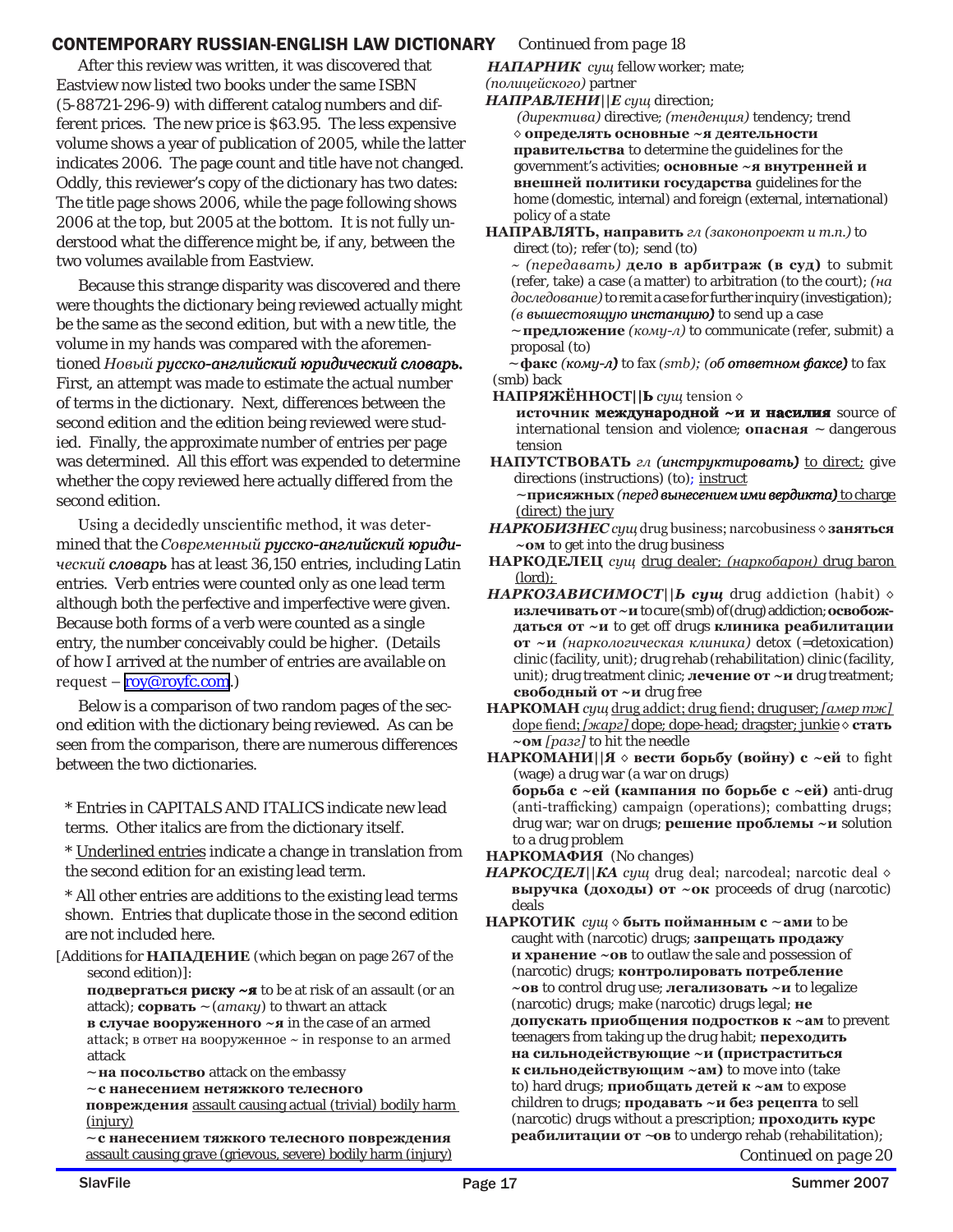## CONTEMPORARY RUSSIAN-ENGLISH LAW DICTIONARY

After this review was written, it was discovered that Eastview now listed two books under the same ISBN (5-88721-296-9) with different catalog numbers and different prices. The new price is $63.95. The less expensive volume shows a year of publication of 2005, while the latter indicates 2006. The page count and title have not changed. Oddly, this reviewer's copy of the dictionary has two dates: The title page shows 2006, while the page following shows 2006 at the top, but 2005 at the bottom. It is not fully understood what the difference might be, if any, between the two volumes available from Eastview.

Because this strange disparity was discovered and there were thoughts the dictionary being reviewed actually might be the same as the second edition, but with a new title, the volume in my hands was compared with the aforementioned *Новый русско-английский юридический словарь.* First, an attempt was made to estimate the actual number of terms in the dictionary. Next, differences between the second edition and the edition being reviewed were studied. Finally, the approximate number of entries per page was determined. All this effort was expended to determine whether the copy reviewed here actually differed from the second edition.

Using a decidedly unscientific method, it was determined that the *Современный русско-английский юридический словарь* has at least 36,150 entries, including Latin entries. Verb entries were counted only as one lead term although both the perfective and imperfective were given. Because both forms of a verb were counted as a single entry, the number conceivably could be higher. (Details of how I arrived at the number of entries are available on request – roy@royfc.com.)

Below is a comparison of two random pages of the second edition with the dictionary being reviewed. As can be seen from the comparison, there are numerous differences between the two dictionaries.

\* Entries in CAPITALS AND ITALICS indicate new lead terms. Other italics are from the dictionary itself.

\* Underlined entries indicate a change in translation from the second edition for an existing lead term.

\* All other entries are additions to the existing lead terms shown. Entries that duplicate those in the second edition are not included here.

[Additions for **НАПАДЕНИЕ** (which began on page 267 of the second edition)]:

**подвергаться риску ~я** to be at risk of an assault (or an attack); **сорвать ~** (*атаку*) to thwart an attack
**в случае вооруженного ~я** in the case of an armed attack; в ответ на вооруженное ~ in response to an armed attack
**~ на посольство** attack on the embassy
**~ с нанесением нетяжкого телесного повреждения** <u>assault causing actual (trivial) bodily harm (injury)</u>
**~ с нанесением тяжкого телесного повреждения** <u>assault causing grave (grievous, severe) bodily harm (injury)</u>

*Continued from page 18*

***НАПАРНИК*** *сущ* fellow worker; mate; *(полицейского)* partner

***НАПРАВЛЕНИ||Е*** *сущ* direction; *(директива)* directive; *(тенденция)* tendency; trend ◊ **определять основные ~я деятельности правительства** to determine the guidelines for the government's activities; **основные ~я внутренней и внешней политики государства** guidelines for the home (domestic, internal) and foreign (external, international) policy of a state

**НАПРАВЛЯТЬ, направить** *гл (законопроект и т.п.)* to direct (to); refer (to); send (to)
~ *(передавать)* **дело в арбитраж (в суд)** to submit (refer, take) a case (a matter) to arbitration (to the court); *(на дорасследование)* to remit a case for further inquiry (investigation); *(в вышестоящую инстанцию)* to send up a case
~ **предложение** *(кому-л)* to communicate (refer, submit) a proposal (to)
~ **факс** *(кому-л)* to fax *(smb)*; *(об ответном факсе)* to fax (smb) back

**НАПРЯЖЁННОСТ||Ь** *сущ* tension ◊ **источник международной ~и и насилия** source of international tension and violence; **опасная ~** dangerous tension

**НАПУТСТВОВАТЬ** *гл (инструктировать)* <u>to direct;</u> give directions (instructions) (to); <u>instruct</u>
**~ присяжных** *(перед вынесением ими вердикта)* <u>to charge (direct) the jury</u>

***НАРКОБИЗНЕС*** *сущ* drug business; narcobusiness ◊ **заняться ~ом** to get into the drug business

**НАРКОДЕЛЕЦ** *сущ* <u>drug dealer; *(наркобарон)* drug baron (lord);</u>

***НАРКОЗАВИСИМОСТ||Ь сущ*** drug addiction (habit) ◊ **излечивать от ~и** to cure (smb) of (drug) addiction; **освобождаться от ~и** to get off drugs **клиника реабилитации от ~и** *(наркологическая клиника)* detox (=detoxication) clinic (facility, unit); drug rehab (rehabilitation) clinic (facility, unit); drug treatment clinic; **лечение от ~и** drug treatment; **свободный от ~и** drug free

**НАРКОМАН** *сущ* <u>drug addict; drug fiend; drug user; *[амер тж]* dope fiend; *[жарг]* dope; dope-head; dragster; junkie</u> ◊ **стать ~ом** *[разг]* to hit the needle

**НАРКОМАНИ||Я** ◊ **вести борьбу (войну) с ~ей** to fight (wage) a drug war (a war on drugs)
**борьба с ~ей (кампания по борьбе с ~ей)** anti-drug (anti-trafficking) campaign (operations); combatting drugs; drug war; war on drugs; **решение проблемы ~и** solution to a drug problem

**НАРКОМАФИЯ** (No changes)

***НАРКОСДЕЛ||КА*** *сущ* drug deal; narcodeal; narcotic deal ◊ **выручка (доходы) от ~ок** proceeds of drug (narcotic) deals

**НАРКОТИК** *сущ* ◊ **быть пойманным с ~ами** to be caught with (narcotic) drugs; **запрещать продажу и хранение ~ов** to outlaw the sale and possession of (narcotic) drugs; **контролировать потребление ~ов** to control drug use; **легализовать ~и** to legalize (narcotic) drugs; make (narcotic) drugs legal; **не допускать приобщения подростков к ~ам** to prevent teenagers from taking up the drug habit; **переходить на сильнодействующие ~и (пристраститься к сильнодействующим ~ам)** to move into (take to) hard drugs; **приобщать детей к ~ам** to expose children to drugs; **продавать ~и без рецепта** to sell (narcotic) drugs without a prescription; **проходить курс реабилитации от ~ов** to undergo rehab (rehabilitation);

*Continued on page 20*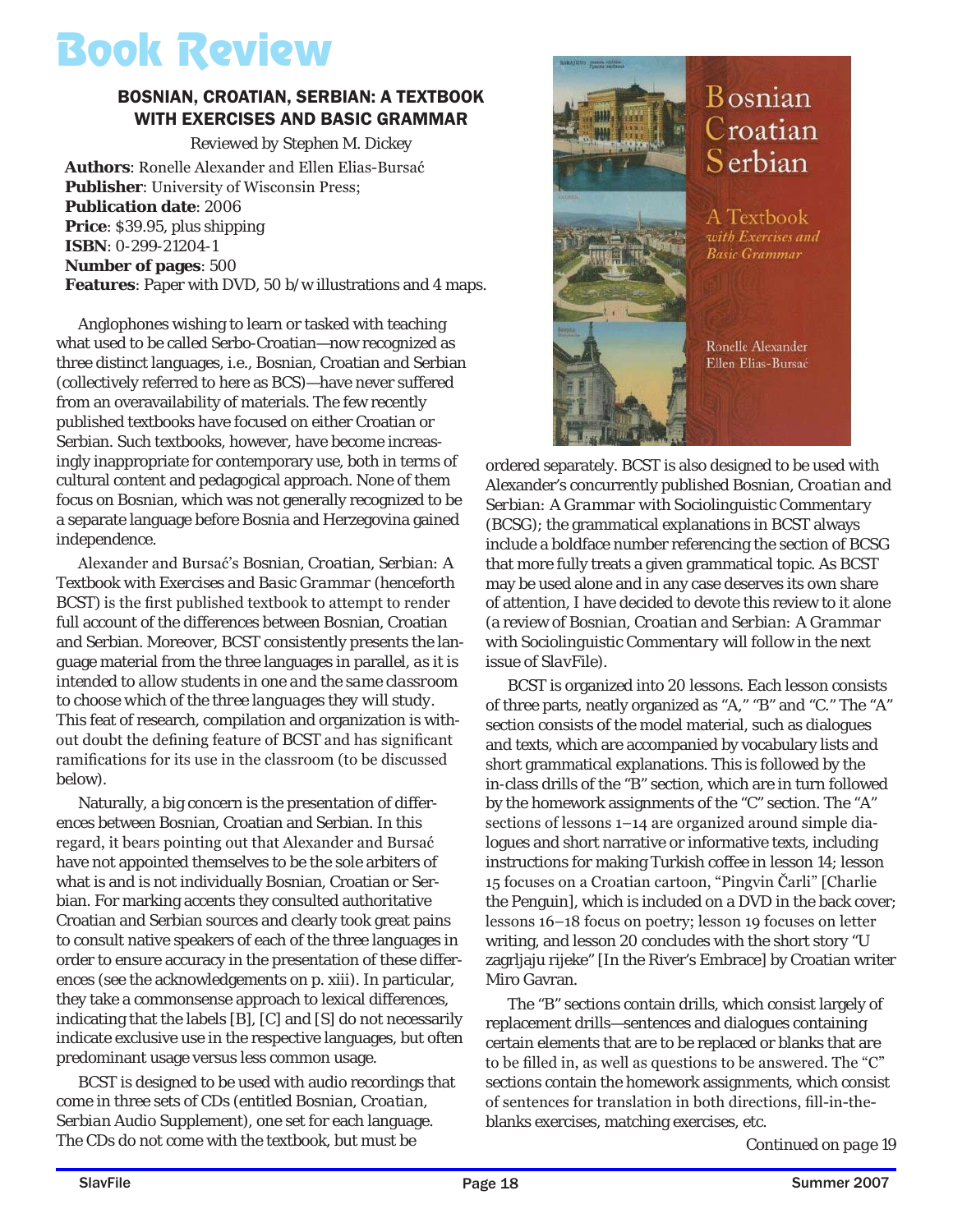# Book Review

## BOSNIAN, CROATIAN, SERBIAN: A TEXTBOOK WITH EXERCISES AND BASIC GRAMMAR

Reviewed by Stephen M. Dickey

**Authors**: Ronelle Alexander and Ellen Elias-Bursać
**Publisher**: University of Wisconsin Press;
**Publication date**: 2006
**Price**: $39.95, plus shipping
**ISBN**: 0-299-21204-1
**Number of pages**: 500
**Features**: Paper with DVD, 50 b/w illustrations and 4 maps.

Anglophones wishing to learn or tasked with teaching what used to be called Serbo-Croatian—now recognized as three distinct languages, i.e., Bosnian, Croatian and Serbian (collectively referred to here as BCS)—have never suffered from an overavailability of materials. The few recently published textbooks have focused on either Croatian or Serbian. Such textbooks, however, have become increasingly inappropriate for contemporary use, both in terms of cultural content and pedagogical approach. None of them focus on Bosnian, which was not generally recognized to be a separate language before Bosnia and Herzegovina gained independence.

Alexander and Bursać's *Bosnian, Croatian, Serbian: A Textbook with Exercises and Basic Grammar* (henceforth BCST) is the first published textbook to attempt to render full account of the differences between Bosnian, Croatian and Serbian. Moreover, BCST consistently presents the language material from the three languages in parallel, as it is intended to allow students in one and the same classroom to choose which of the three languages they will study. This feat of research, compilation and organization is without doubt the defining feature of BCST and has significant ramifications for its use in the classroom (to be discussed below).

Naturally, a big concern is the presentation of differences between Bosnian, Croatian and Serbian. In this regard, it bears pointing out that Alexander and Bursać have not appointed themselves to be the sole arbiters of what is and is not individually Bosnian, Croatian or Serbian. For marking accents they consulted authoritative Croatian and Serbian sources and clearly took great pains to consult native speakers of each of the three languages in order to ensure accuracy in the presentation of these differences (see the acknowledgements on p. xiii). In particular, they take a commonsense approach to lexical differences, indicating that the labels [B], [C] and [S] do not necessarily indicate exclusive use in the respective languages, but often predominant usage versus less common usage.

BCST is designed to be used with audio recordings that come in three sets of CDs (entitled *Bosnian, Croatian, Serbian Audio Supplement*), one set for each language. The CDs do not come with the textbook, but must be ordered separately. BCST is also designed to be used with Alexander's concurrently published *Bosnian, Croatian and Serbian: A Grammar with Sociolinguistic Commentary* (BCSG); the grammatical explanations in BCST always include a boldface number referencing the section of BCSG that more fully treats a given grammatical topic. As BCST may be used alone and in any case deserves its own share of attention, I have decided to devote this review to it alone (a review of *Bosnian, Croatian and Serbian: A Grammar with Sociolinguistic Commentary* will follow in the next issue of SlavFile).

BCST is organized into 20 lessons. Each lesson consists of three parts, neatly organized as "A," "B" and "C." The "A" section consists of the model material, such as dialogues and texts, which are accompanied by vocabulary lists and short grammatical explanations. This is followed by the in-class drills of the "B" section, which are in turn followed by the homework assignments of the "C" section. The "A" sections of lessons 1–14 are organized around simple dialogues and short narrative or informative texts, including instructions for making Turkish coffee in lesson 14; lesson 15 focuses on a Croatian cartoon, "Pingvin Čarli" [Charlie the Penguin], which is included on a DVD in the back cover; lessons 16–18 focus on poetry; lesson 19 focuses on letter writing, and lesson 20 concludes with the short story "U zagrljaju rijeke" [In the River's Embrace] by Croatian writer Miro Gavran.

The "B" sections contain drills, which consist largely of replacement drills—sentences and dialogues containing certain elements that are to be replaced or blanks that are to be filled in, as well as questions to be answered. The "C" sections contain the homework assignments, which consist of sentences for translation in both directions, fill-in-the-blanks exercises, matching exercises, etc.

*Continued on page 19*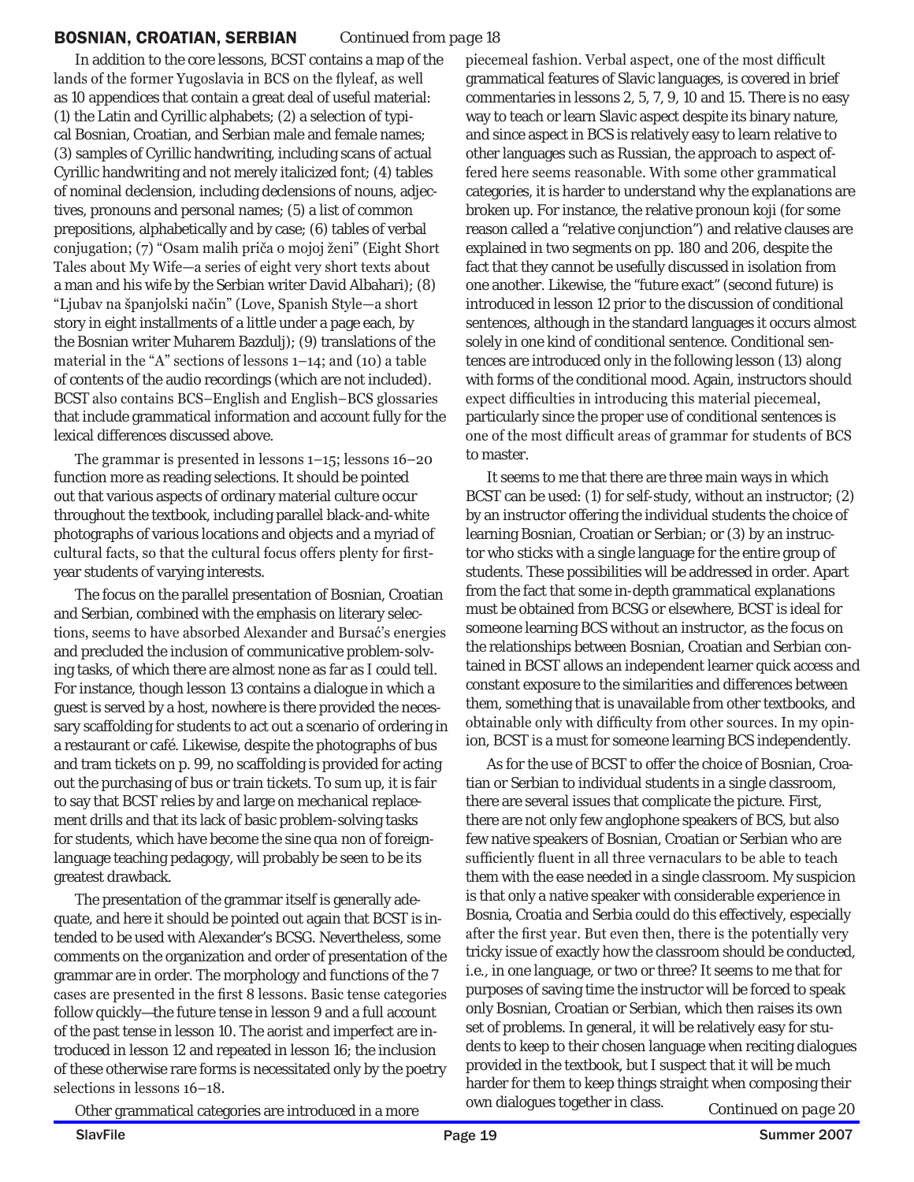In addition to the core lessons, BCST contains a map of the lands of the former Yugoslavia in BCS on the flyleaf, as well as 10 appendices that contain a great deal of useful material: (1) the Latin and Cyrillic alphabets; (2) a selection of typical Bosnian, Croatian, and Serbian male and female names; (3) samples of Cyrillic handwriting, including scans of actual Cyrillic handwriting and not merely italicized font; (4) tables of nominal declension, including declensions of nouns, adjectives, pronouns and personal names; (5) a list of common prepositions, alphabetically and by case; (6) tables of verbal conjugation; (7) "Osam malih priča o mojoj ženi" (Eight Short Tales about My Wife—a series of eight very short texts about a man and his wife by the Serbian writer David Albahari); (8) "Ljubav na španjolski način" (Love, Spanish Style—a short story in eight installments of a little under a page each, by the Bosnian writer Muharem Bazdulj); (9) translations of the material in the "A" sections of lessons 1–14; and (10) a table of contents of the audio recordings (which are not included). BCST also contains BCS–English and English–BCS glossaries that include grammatical information and account fully for the lexical differences discussed above.

The grammar is presented in lessons 1–15; lessons 16–20 function more as reading selections. It should be pointed out that various aspects of ordinary material culture occur throughout the textbook, including parallel black-and-white photographs of various locations and objects and a myriad of cultural facts, so that the cultural focus offers plenty for first-year students of varying interests.

The focus on the parallel presentation of Bosnian, Croatian and Serbian, combined with the emphasis on literary selections, seems to have absorbed Alexander and Bursać's energies and precluded the inclusion of communicative problem-solving tasks, of which there are almost none as far as I could tell. For instance, though lesson 13 contains a dialogue in which a guest is served by a host, nowhere is there provided the necessary scaffolding for students to act out a scenario of ordering in a restaurant or café. Likewise, despite the photographs of bus and tram tickets on p. 99, no scaffolding is provided for acting out the purchasing of bus or train tickets. To sum up, it is fair to say that BCST relies by and large on mechanical replacement drills and that its lack of basic problem-solving tasks for students, which have become the sine qua non of foreign-language teaching pedagogy, will probably be seen to be its greatest drawback.

The presentation of the grammar itself is generally adequate, and here it should be pointed out again that BCST is intended to be used with Alexander's BCSG. Nevertheless, some comments on the organization and order of presentation of the grammar are in order. The morphology and functions of the 7 cases are presented in the first 8 lessons. Basic tense categories follow quickly—the future tense in lesson 9 and a full account of the past tense in lesson 10. The aorist and imperfect are introduced in lesson 12 and repeated in lesson 16; the inclusion of these otherwise rare forms is necessitated only by the poetry selections in lessons 16–18.

Other grammatical categories are introduced in a more piecemeal fashion. Verbal aspect, one of the most difficult grammatical features of Slavic languages, is covered in brief commentaries in lessons 2, 5, 7, 9, 10 and 15. There is no easy way to teach or learn Slavic aspect despite its binary nature, and since aspect in BCS is relatively easy to learn relative to other languages such as Russian, the approach to aspect offered here seems reasonable. With some other grammatical categories, it is harder to understand why the explanations are broken up. For instance, the relative pronoun koji (for some reason called a "relative conjunction") and relative clauses are explained in two segments on pp. 180 and 206, despite the fact that they cannot be usefully discussed in isolation from one another. Likewise, the "future exact" (second future) is introduced in lesson 12 prior to the discussion of conditional sentences, although in the standard languages it occurs almost solely in one kind of conditional sentence. Conditional sentences are introduced only in the following lesson (13) along with forms of the conditional mood. Again, instructors should expect difficulties in introducing this material piecemeal, particularly since the proper use of conditional sentences is one of the most difficult areas of grammar for students of BCS to master.

It seems to me that there are three main ways in which BCST can be used: (1) for self-study, without an instructor; (2) by an instructor offering the individual students the choice of learning Bosnian, Croatian or Serbian; or (3) by an instructor who sticks with a single language for the entire group of students. These possibilities will be addressed in order. Apart from the fact that some in-depth grammatical explanations must be obtained from BCSG or elsewhere, BCST is ideal for someone learning BCS without an instructor, as the focus on the relationships between Bosnian, Croatian and Serbian contained in BCST allows an independent learner quick access and constant exposure to the similarities and differences between them, something that is unavailable from other textbooks, and obtainable only with difficulty from other sources. In my opinion, BCST is a must for someone learning BCS independently.

As for the use of BCST to offer the choice of Bosnian, Croatian or Serbian to individual students in a single classroom, there are several issues that complicate the picture. First, there are not only few anglophone speakers of BCS, but also few native speakers of Bosnian, Croatian or Serbian who are sufficiently fluent in all three vernaculars to be able to teach them with the ease needed in a single classroom. My suspicion is that only a native speaker with considerable experience in Bosnia, Croatia and Serbia could do this effectively, especially after the first year. But even then, there is the potentially very tricky issue of exactly how the classroom should be conducted, i.e., in one language, or two or three? It seems to me that for purposes of saving time the instructor will be forced to speak only Bosnian, Croatian or Serbian, which then raises its own set of problems. In general, it will be relatively easy for students to keep to their chosen language when reciting dialogues provided in the textbook, but I suspect that it will be much harder for them to keep things straight when composing their own dialogues together in class.

*Continued on page 20*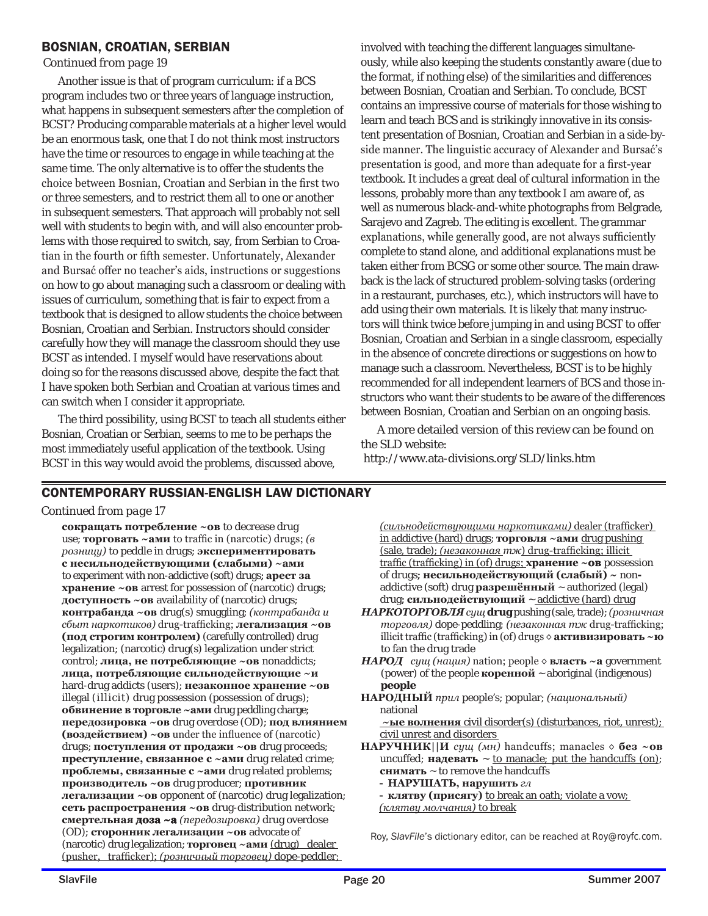## BOSNIAN, CROATIAN, SERBIAN

*Continued from page 19*

Another issue is that of program curriculum: if a BCS program includes two or three years of language instruction, what happens in subsequent semesters after the completion of BCST? Producing comparable materials at a higher level would be an enormous task, one that I do not think most instructors have the time or resources to engage in while teaching at the same time. The only alternative is to offer the students the choice between Bosnian, Croatian and Serbian in the first two or three semesters, and to restrict them all to one or another in subsequent semesters. That approach will probably not sell well with students to begin with, and will also encounter problems with those required to switch, say, from Serbian to Croatian in the fourth or fifth semester. Unfortunately, Alexander and Bursać offer no teacher's aids, instructions or suggestions on how to go about managing such a classroom or dealing with issues of curriculum, something that is fair to expect from a textbook that is designed to allow students the choice between Bosnian, Croatian and Serbian. Instructors should consider carefully how they will manage the classroom should they use BCST as intended. I myself would have reservations about doing so for the reasons discussed above, despite the fact that I have spoken both Serbian and Croatian at various times and can switch when I consider it appropriate.

The third possibility, using BCST to teach all students either Bosnian, Croatian or Serbian, seems to me to be perhaps the most immediately useful application of the textbook. Using BCST in this way would avoid the problems, discussed above, involved with teaching the different languages simultaneously, while also keeping the students constantly aware (due to the format, if nothing else) of the similarities and differences between Bosnian, Croatian and Serbian. To conclude, BCST contains an impressive course of materials for those wishing to learn and teach BCS and is strikingly innovative in its consistent presentation of Bosnian, Croatian and Serbian in a side-by-side manner. The linguistic accuracy of Alexander and Bursać's presentation is good, and more than adequate for a first-year textbook. It includes a great deal of cultural information in the lessons, probably more than any textbook I am aware of, as well as numerous black-and-white photographs from Belgrade, Sarajevo and Zagreb. The editing is excellent. The grammar explanations, while generally good, are not always sufficiently complete to stand alone, and additional explanations must be taken either from BCSG or some other source. The main drawback is the lack of structured problem-solving tasks (ordering in a restaurant, purchases, etc.), which instructors will have to add using their own materials. It is likely that many instructors will think twice before jumping in and using BCST to offer Bosnian, Croatian and Serbian in a single classroom, especially in the absence of concrete directions or suggestions on how to manage such a classroom. Nevertheless, BCST is to be highly recommended for all independent learners of BCS and those instructors who want their students to be aware of the differences between Bosnian, Croatian and Serbian on an ongoing basis.

A more detailed version of this review can be found on the SLD website:
http://www.ata-divisions.org/SLD/links.htm

## CONTEMPORARY RUSSIAN-ENGLISH LAW DICTIONARY

*Continued from page 17*

**сокращать потребление ~ов** to decrease drug use; **торговать ~ами** to traffic in (narcotic) drugs; *(в розницу)* to peddle in drugs; **экспериментировать с несильнодействующими (слабыми) ~ами** to experiment with non-addictive (soft) drugs; **арест за хранение ~ов** arrest for possession of (narcotic) drugs; **доступность ~ов** availability of (narcotic) drugs; **контрабанда ~ов** drug(s) smuggling; *(контрабанда и сбыт наркотиков)* drug-trafficking; **легализация ~ов (под строгим контролем)** (carefully controlled) drug legalization; (narcotic) drug(s) legalization under strict control; **лица, не потребляющие ~ов** nonaddicts; **лица, потребляющие сильнодействующие ~и** hard-drug addicts (users); **незаконное хранение ~ов** illegal (*illicit*) drug possession (possession of drugs); **обвинение в торговле ~ами** drug peddling charge; **передозировка ~ов** drug overdose (OD); **под влиянием (воздействием) ~ов** under the influence of (narcotic) drugs; **поступления от продажи ~ов** drug proceeds; **преступление, связанное с ~ами** drug related crime; **проблемы, связанные с ~ами** drug related problems; **производитель ~ов** drug producer; **противник легализации ~ов** opponent of (narcotic) drug legalization; **сеть распространения ~ов** drug-distribution network; **смертельная доза ~а** *(передозировка)* drug overdose (OD); **сторонник легализации ~ов** advocate of (narcotic) drug legalization; **торговец ~ами** drug dealer (pusher, trafficker); *(розничный торговец)* dope-peddler; *(сильнодействующими наркотиками)* dealer (trafficker) in addictive (hard) drugs; **торговля ~ами** drug pushing (sale, trade); *(незаконная тж)* drug-trafficking; illicit traffic (trafficking) in (of) drugs; **хранение ~ов** possession of drugs; **несильнодействующий (слабый) ~** non-addictive (soft) drug **разрешённый** ~ authorized (legal) drug; **сильнодействующий** ~ addictive (hard) drug

***НАРКОТОРГОВЛЯ*** *сущ* **drug** pushing (sale, trade); *(розничная торговля)* dope-peddling; *(незаконная тж* drug-trafficking; illicit traffic (trafficking) in (of) drugs ◇ **активизировать ~ю** to fan the drug trade

***НАРОД*** *сущ (нация)* nation; people ◇ **власть ~а** government (power) of the people **коренной** ~ aboriginal (indigenous) **people**

**НАРОДНЫЙ** *прил* people's; popular; *(национальный)* national

**~ые волнения** civil disorder(s) (disturbances, riot, unrest); civil unrest and disorders

**НАРУЧНИК||И** *сущ (мн)* handcuffs; manacles ◇ **без ~ов** uncuffed; **надевать** ~ to manacle; put the handcuffs (on); **снимать** ~ to remove the handcuffs

**- НАРУШАТЬ, нарушить** *гл*

**- клятву (присягу)** to break an oath; violate a vow; *(клятву молчания)* to break

Roy, *SlavFile*'s dictionary editor, can be reached at Roy@royfc.com.